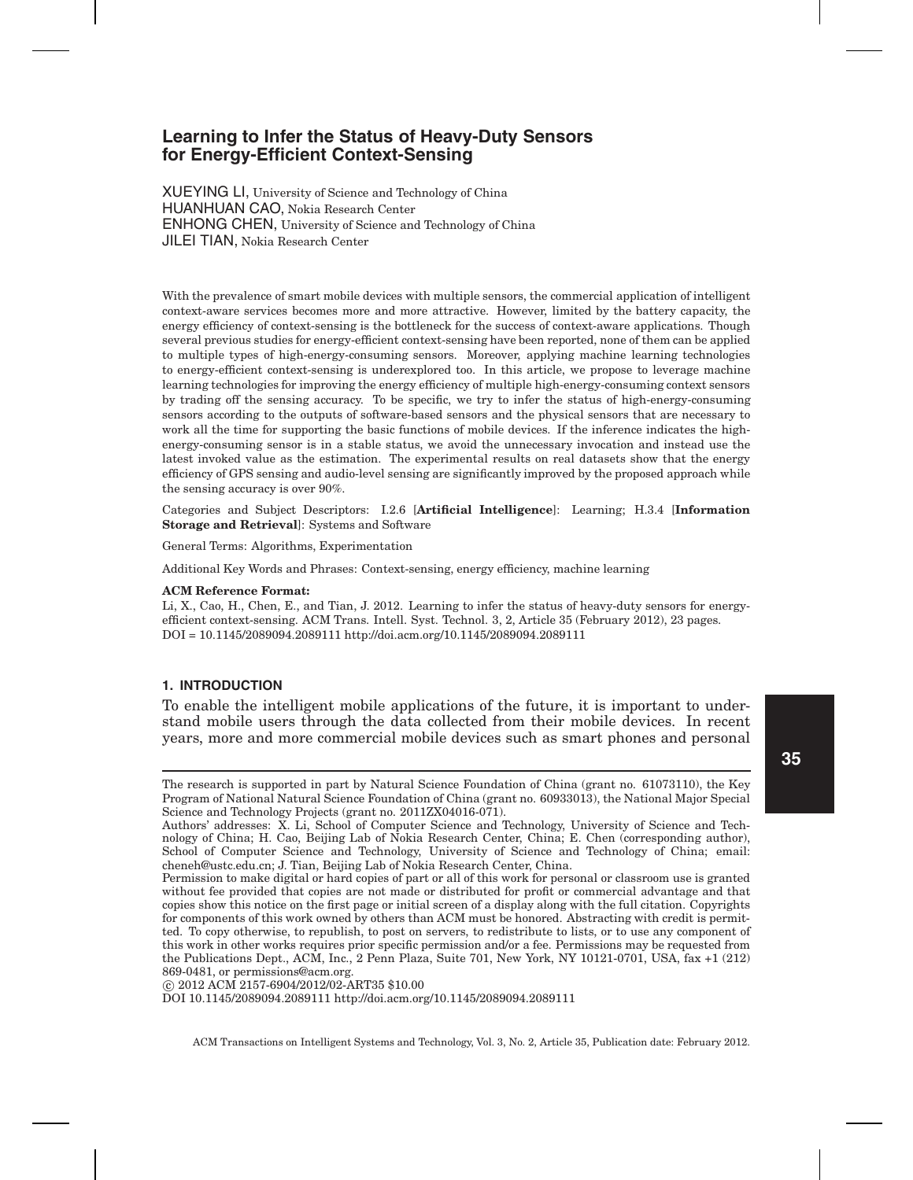# Learning to Infer the Status of Heavy-Duty Sensors for Energy-Efficient Context-Sensing

XUEYING LI, University of Science and Technology of China
HUANHUAN CAO, Nokia Research Center
ENHONG CHEN, University of Science and Technology of China
JILEI TIAN, Nokia Research Center

With the prevalence of smart mobile devices with multiple sensors, the commercial application of intelligent context-aware services becomes more and more attractive. However, limited by the battery capacity, the energy efficiency of context-sensing is the bottleneck for the success of context-aware applications. Though several previous studies for energy-efficient context-sensing have been reported, none of them can be applied to multiple types of high-energy-consuming sensors. Moreover, applying machine learning technologies to energy-efficient context-sensing is underexplored too. In this article, we propose to leverage machine learning technologies for improving the energy efficiency of multiple high-energy-consuming context sensors by trading off the sensing accuracy. To be specific, we try to infer the status of high-energy-consuming sensors according to the outputs of software-based sensors and the physical sensors that are necessary to work all the time for supporting the basic functions of mobile devices. If the inference indicates the high-energy-consuming sensor is in a stable status, we avoid the unnecessary invocation and instead use the latest invoked value as the estimation. The experimental results on real datasets show that the energy efficiency of GPS sensing and audio-level sensing are significantly improved by the proposed approach while the sensing accuracy is over 90%.

Categories and Subject Descriptors: I.2.6 [**Artificial Intelligence**]: Learning; H.3.4 [**Information Storage and Retrieval**]: Systems and Software

General Terms: Algorithms, Experimentation

Additional Key Words and Phrases: Context-sensing, energy efficiency, machine learning

**ACM Reference Format:**
Li, X., Cao, H., Chen, E., and Tian, J. 2012. Learning to infer the status of heavy-duty sensors for energy-efficient context-sensing. ACM Trans. Intell. Syst. Technol. 3, 2, Article 35 (February 2012), 23 pages.
DOI = 10.1145/2089094.2089111 http://doi.acm.org/10.1145/2089094.2089111

## 1. INTRODUCTION

To enable the intelligent mobile applications of the future, it is important to understand mobile users through the data collected from their mobile devices. In recent years, more and more commercial mobile devices such as smart phones and personal

---

The research is supported in part by Natural Science Foundation of China (grant no. 61073110), the Key Program of National Natural Science Foundation of China (grant no. 60933013), the National Major Special Science and Technology Projects (grant no. 2011ZX04016-071).
Authors' addresses: X. Li, School of Computer Science and Technology, University of Science and Technology of China; H. Cao, Beijing Lab of Nokia Research Center, China; E. Chen (corresponding author), School of Computer Science and Technology, University of Science and Technology of China; email: cheneh@ustc.edu.cn; J. Tian, Beijing Lab of Nokia Research Center, China.
Permission to make digital or hard copies of part or all of this work for personal or classroom use is granted without fee provided that copies are not made or distributed for profit or commercial advantage and that copies show this notice on the first page or initial screen of a display along with the full citation. Copyrights for components of this work owned by others than ACM must be honored. Abstracting with credit is permitted. To copy otherwise, to republish, to post on servers, to redistribute to lists, or to use any component of this work in other works requires prior specific permission and/or a fee. Permissions may be requested from the Publications Dept., ACM, Inc., 2 Penn Plaza, Suite 701, New York, NY 10121-0701, USA, fax +1 (212) 869-0481, or permissions@acm.org.
© 2012 ACM 2157-6904/2012/02-ART35 $10.00
DOI 10.1145/2089094.2089111 http://doi.acm.org/10.1145/2089094.2089111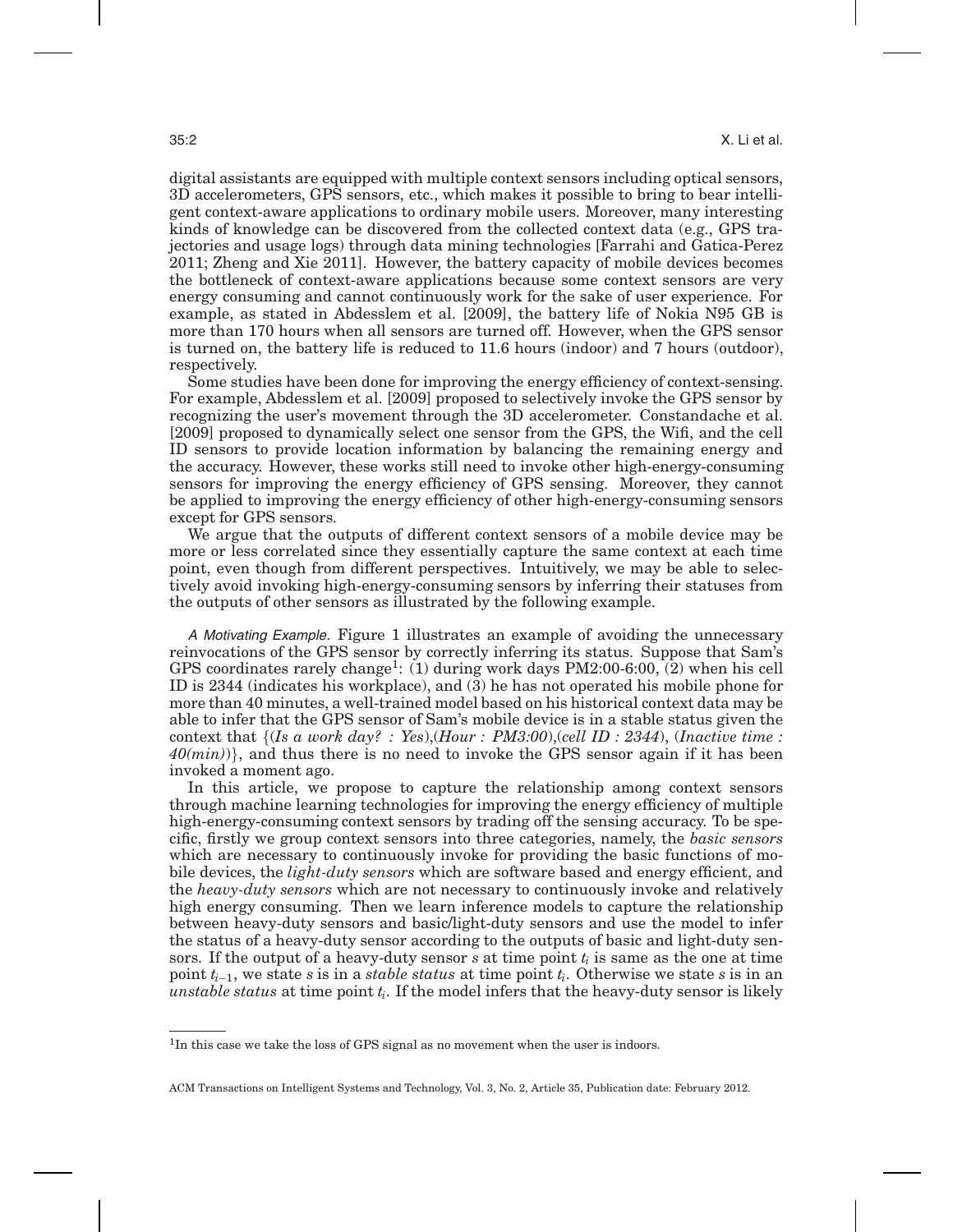digital assistants are equipped with multiple context sensors including optical sensors, 3D accelerometers, GPS sensors, etc., which makes it possible to bring to bear intelligent context-aware applications to ordinary mobile users. Moreover, many interesting kinds of knowledge can be discovered from the collected context data (e.g., GPS trajectories and usage logs) through data mining technologies [Farrahi and Gatica-Perez 2011; Zheng and Xie 2011]. However, the battery capacity of mobile devices becomes the bottleneck of context-aware applications because some context sensors are very energy consuming and cannot continuously work for the sake of user experience. For example, as stated in Abdesslem et al. [2009], the battery life of Nokia N95 GB is more than 170 hours when all sensors are turned off. However, when the GPS sensor is turned on, the battery life is reduced to 11.6 hours (indoor) and 7 hours (outdoor), respectively.

Some studies have been done for improving the energy efficiency of context-sensing. For example, Abdesslem et al. [2009] proposed to selectively invoke the GPS sensor by recognizing the user's movement through the 3D accelerometer. Constandache et al. [2009] proposed to dynamically select one sensor from the GPS, the Wifi, and the cell ID sensors to provide location information by balancing the remaining energy and the accuracy. However, these works still need to invoke other high-energy-consuming sensors for improving the energy efficiency of GPS sensing. Moreover, they cannot be applied to improving the energy efficiency of other high-energy-consuming sensors except for GPS sensors.

We argue that the outputs of different context sensors of a mobile device may be more or less correlated since they essentially capture the same context at each time point, even though from different perspectives. Intuitively, we may be able to selectively avoid invoking high-energy-consuming sensors by inferring their statuses from the outputs of other sensors as illustrated by the following example.

*A Motivating Example.* Figure 1 illustrates an example of avoiding the unnecessary reinvocations of the GPS sensor by correctly inferring its status. Suppose that Sam's GPS coordinates rarely change[1]: (1) during work days PM2:00-6:00, (2) when his cell ID is 2344 (indicates his workplace), and (3) he has not operated his mobile phone for more than 40 minutes, a well-trained model based on his historical context data may be able to infer that the GPS sensor of Sam's mobile device is in a stable status given the context that {(*Is a work day? : Yes*),(*Hour : PM3:00*),(*cell ID : 2344*), (*Inactive time : 40(min)*)}, and thus there is no need to invoke the GPS sensor again if it has been invoked a moment ago.

In this article, we propose to capture the relationship among context sensors through machine learning technologies for improving the energy efficiency of multiple high-energy-consuming context sensors by trading off the sensing accuracy. To be specific, firstly we group context sensors into three categories, namely, the *basic sensors* which are necessary to continuously invoke for providing the basic functions of mobile devices, the *light-duty sensors* which are software based and energy efficient, and the *heavy-duty sensors* which are not necessary to continuously invoke and relatively high energy consuming. Then we learn inference models to capture the relationship between heavy-duty sensors and basic/light-duty sensors and use the model to infer the status of a heavy-duty sensor according to the outputs of basic and light-duty sensors. If the output of a heavy-duty sensor $s$ at time point $t_i$ is same as the one at time point $t_{i-1}$, we state $s$ is in a *stable status* at time point $t_i$. Otherwise we state $s$ is in an *unstable status* at time point $t_i$. If the model infers that the heavy-duty sensor is likely

[1]In this case we take the loss of GPS signal as no movement when the user is indoors.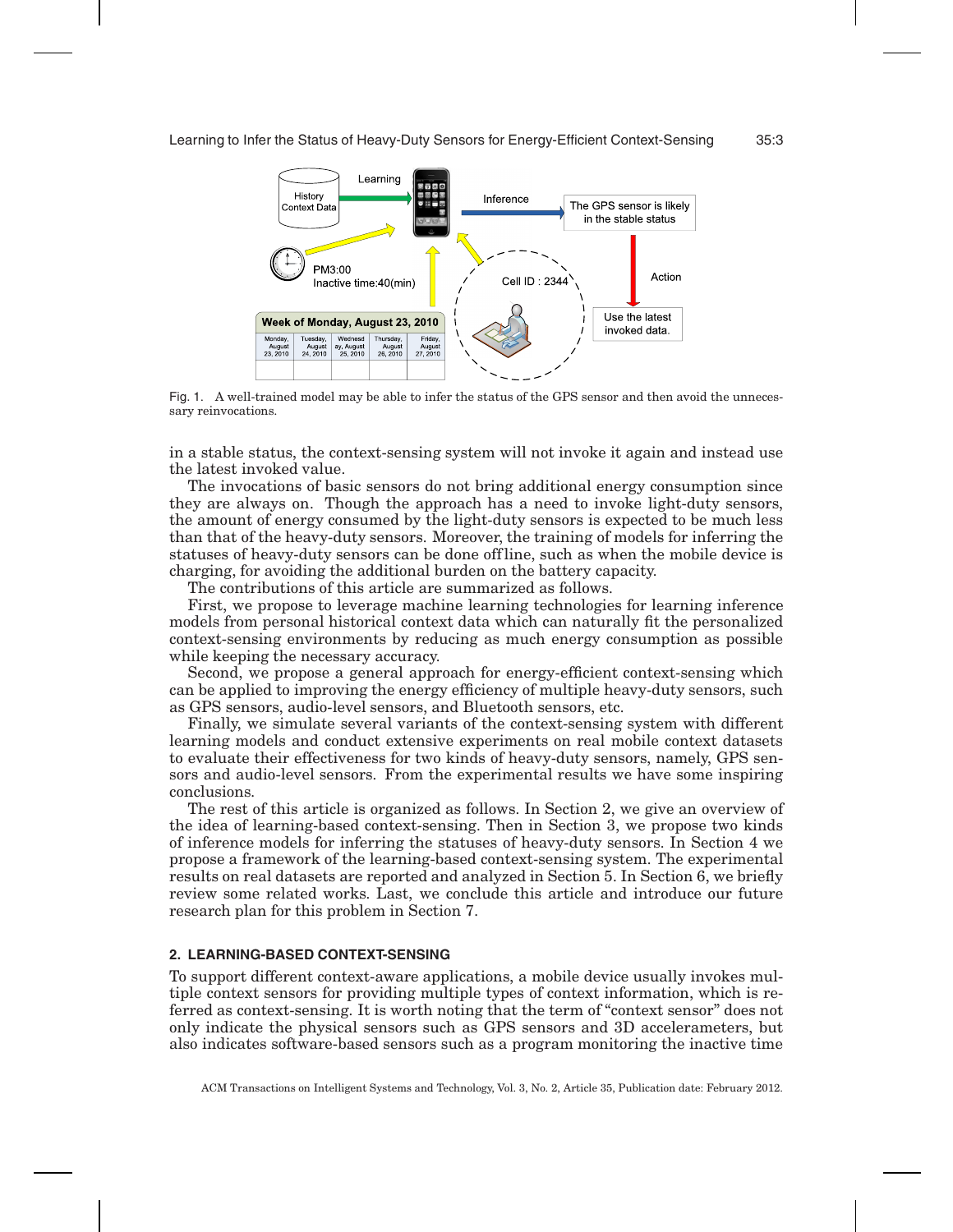Fig. 1. A well-trained model may be able to infer the status of the GPS sensor and then avoid the unnecessary reinvocations.

in a stable status, the context-sensing system will not invoke it again and instead use the latest invoked value.

The invocations of basic sensors do not bring additional energy consumption since they are always on. Though the approach has a need to invoke light-duty sensors, the amount of energy consumed by the light-duty sensors is expected to be much less than that of the heavy-duty sensors. Moreover, the training of models for inferring the statuses of heavy-duty sensors can be done offline, such as when the mobile device is charging, for avoiding the additional burden on the battery capacity.

The contributions of this article are summarized as follows.

First, we propose to leverage machine learning technologies for learning inference models from personal historical context data which can naturally fit the personalized context-sensing environments by reducing as much energy consumption as possible while keeping the necessary accuracy.

Second, we propose a general approach for energy-efficient context-sensing which can be applied to improving the energy efficiency of multiple heavy-duty sensors, such as GPS sensors, audio-level sensors, and Bluetooth sensors, etc.

Finally, we simulate several variants of the context-sensing system with different learning models and conduct extensive experiments on real mobile context datasets to evaluate their effectiveness for two kinds of heavy-duty sensors, namely, GPS sensors and audio-level sensors. From the experimental results we have some inspiring conclusions.

The rest of this article is organized as follows. In Section 2, we give an overview of the idea of learning-based context-sensing. Then in Section 3, we propose two kinds of inference models for inferring the statuses of heavy-duty sensors. In Section 4 we propose a framework of the learning-based context-sensing system. The experimental results on real datasets are reported and analyzed in Section 5. In Section 6, we briefly review some related works. Last, we conclude this article and introduce our future research plan for this problem in Section 7.

## 2. LEARNING-BASED CONTEXT-SENSING

To support different context-aware applications, a mobile device usually invokes multiple context sensors for providing multiple types of context information, which is referred as context-sensing. It is worth noting that the term of "context sensor" does not only indicate the physical sensors such as GPS sensors and 3D accelerameters, but also indicates software-based sensors such as a program monitoring the inactive time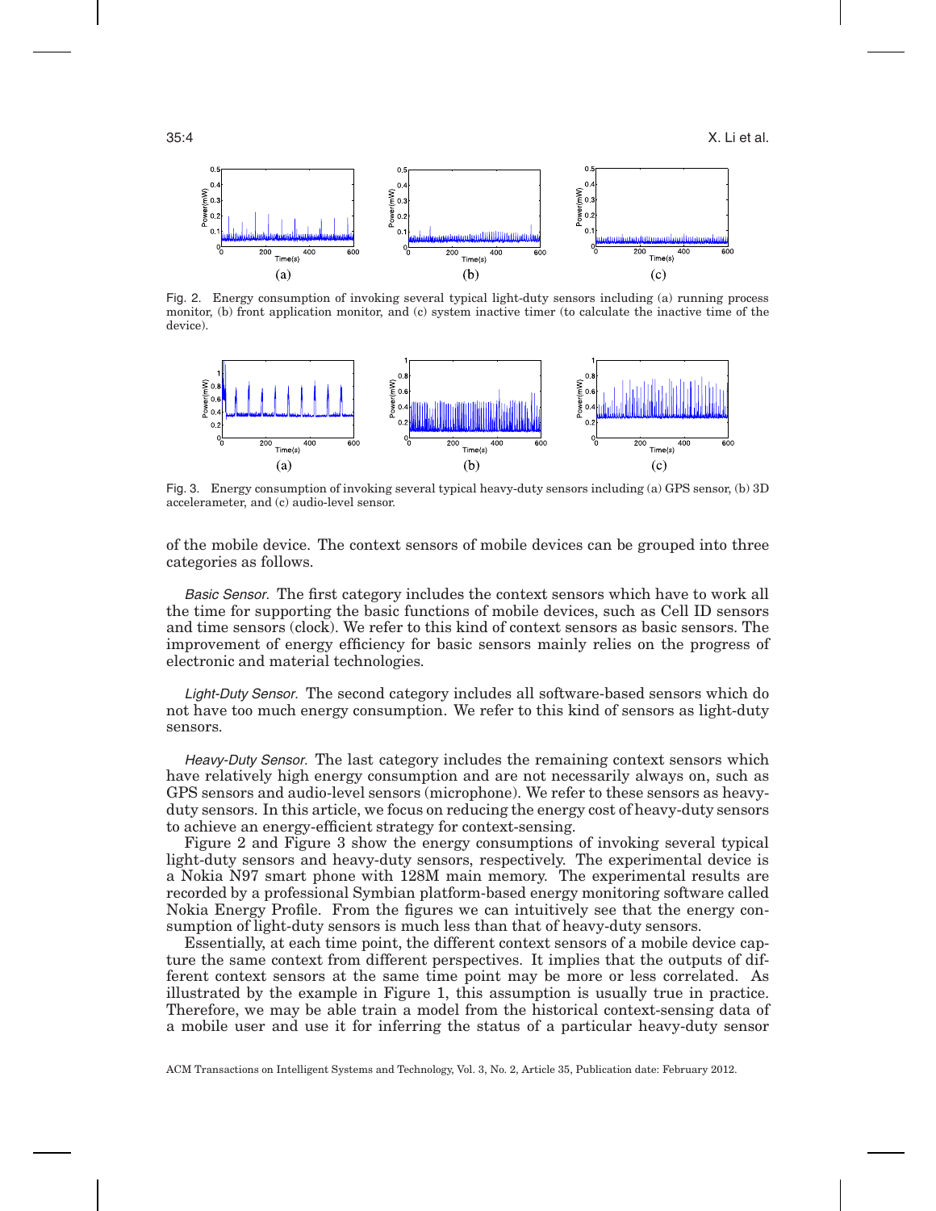Fig. 2. Energy consumption of invoking several typical light-duty sensors including (a) running process monitor, (b) front application monitor, and (c) system inactive timer (to calculate the inactive time of the device).

Fig. 3. Energy consumption of invoking several typical heavy-duty sensors including (a) GPS sensor, (b) 3D accelerameter, and (c) audio-level sensor.

of the mobile device. The context sensors of mobile devices can be grouped into three categories as follows.

*Basic Sensor.* The first category includes the context sensors which have to work all the time for supporting the basic functions of mobile devices, such as Cell ID sensors and time sensors (clock). We refer to this kind of context sensors as basic sensors. The improvement of energy efficiency for basic sensors mainly relies on the progress of electronic and material technologies.

*Light-Duty Sensor.* The second category includes all software-based sensors which do not have too much energy consumption. We refer to this kind of sensors as light-duty sensors.

*Heavy-Duty Sensor.* The last category includes the remaining context sensors which have relatively high energy consumption and are not necessarily always on, such as GPS sensors and audio-level sensors (microphone). We refer to these sensors as heavy-duty sensors. In this article, we focus on reducing the energy cost of heavy-duty sensors to achieve an energy-efficient strategy for context-sensing.

Figure 2 and Figure 3 show the energy consumptions of invoking several typical light-duty sensors and heavy-duty sensors, respectively. The experimental device is a Nokia N97 smart phone with 128M main memory. The experimental results are recorded by a professional Symbian platform-based energy monitoring software called Nokia Energy Profile. From the figures we can intuitively see that the energy consumption of light-duty sensors is much less than that of heavy-duty sensors.

Essentially, at each time point, the different context sensors of a mobile device capture the same context from different perspectives. It implies that the outputs of different context sensors at the same time point may be more or less correlated. As illustrated by the example in Figure 1, this assumption is usually true in practice. Therefore, we may be able train a model from the historical context-sensing data of a mobile user and use it for inferring the status of a particular heavy-duty sensor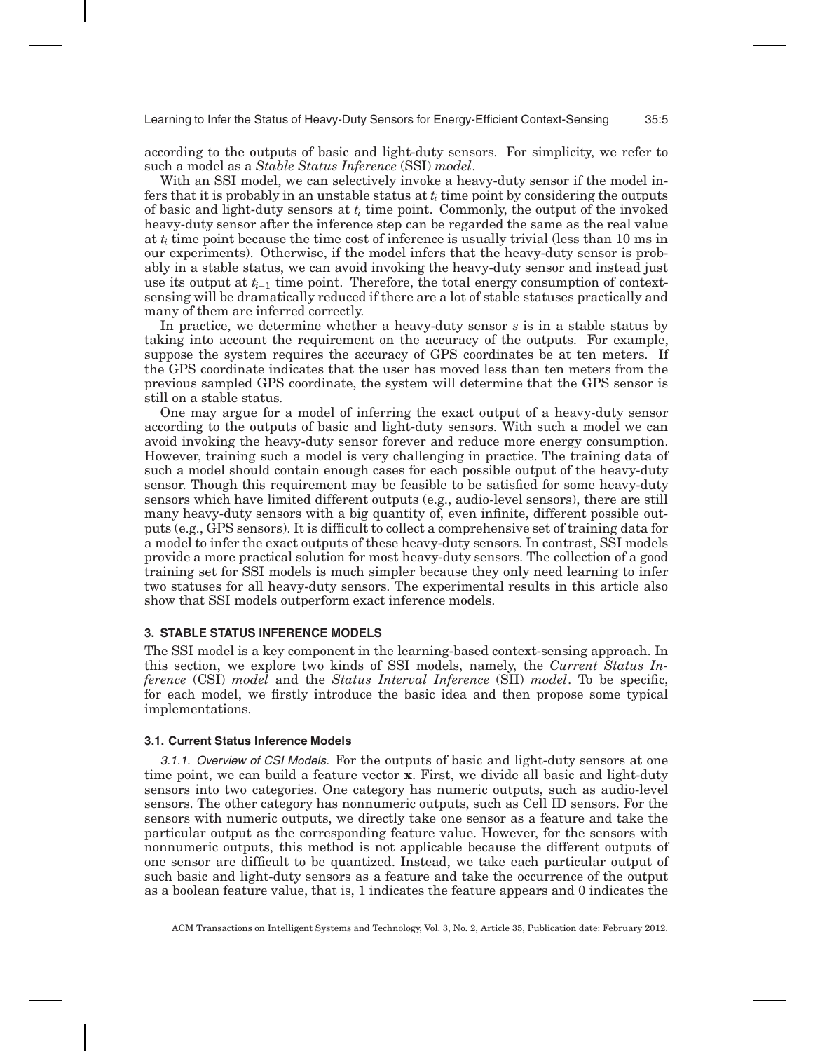according to the outputs of basic and light-duty sensors. For simplicity, we refer to such a model as a *Stable Status Inference* (SSI) *model*.

With an SSI model, we can selectively invoke a heavy-duty sensor if the model infers that it is probably in an unstable status at $t_i$ time point by considering the outputs of basic and light-duty sensors at $t_i$ time point. Commonly, the output of the invoked heavy-duty sensor after the inference step can be regarded the same as the real value at $t_i$ time point because the time cost of inference is usually trivial (less than 10 ms in our experiments). Otherwise, if the model infers that the heavy-duty sensor is probably in a stable status, we can avoid invoking the heavy-duty sensor and instead just use its output at $t_{i-1}$ time point. Therefore, the total energy consumption of context-sensing will be dramatically reduced if there are a lot of stable statuses practically and many of them are inferred correctly.

In practice, we determine whether a heavy-duty sensor $s$ is in a stable status by taking into account the requirement on the accuracy of the outputs. For example, suppose the system requires the accuracy of GPS coordinates be at ten meters. If the GPS coordinate indicates that the user has moved less than ten meters from the previous sampled GPS coordinate, the system will determine that the GPS sensor is still on a stable status.

One may argue for a model of inferring the exact output of a heavy-duty sensor according to the outputs of basic and light-duty sensors. With such a model we can avoid invoking the heavy-duty sensor forever and reduce more energy consumption. However, training such a model is very challenging in practice. The training data of such a model should contain enough cases for each possible output of the heavy-duty sensor. Though this requirement may be feasible to be satisfied for some heavy-duty sensors which have limited different outputs (e.g., audio-level sensors), there are still many heavy-duty sensors with a big quantity of, even infinite, different possible outputs (e.g., GPS sensors). It is difficult to collect a comprehensive set of training data for a model to infer the exact outputs of these heavy-duty sensors. In contrast, SSI models provide a more practical solution for most heavy-duty sensors. The collection of a good training set for SSI models is much simpler because they only need learning to infer two statuses for all heavy-duty sensors. The experimental results in this article also show that SSI models outperform exact inference models.

## 3. STABLE STATUS INFERENCE MODELS

The SSI model is a key component in the learning-based context-sensing approach. In this section, we explore two kinds of SSI models, namely, the *Current Status Inference* (CSI) *model* and the *Status Interval Inference* (SII) *model*. To be specific, for each model, we firstly introduce the basic idea and then propose some typical implementations.

### 3.1. Current Status Inference Models

*3.1.1. Overview of CSI Models.* For the outputs of basic and light-duty sensors at one time point, we can build a feature vector $\mathbf{x}$. First, we divide all basic and light-duty sensors into two categories. One category has numeric outputs, such as audio-level sensors. The other category has nonnumeric outputs, such as Cell ID sensors. For the sensors with numeric outputs, we directly take one sensor as a feature and take the particular output as the corresponding feature value. However, for the sensors with nonnumeric outputs, this method is not applicable because the different outputs of one sensor are difficult to be quantized. Instead, we take each particular output of such basic and light-duty sensors as a feature and take the occurrence of the output as a boolean feature value, that is, 1 indicates the feature appears and 0 indicates the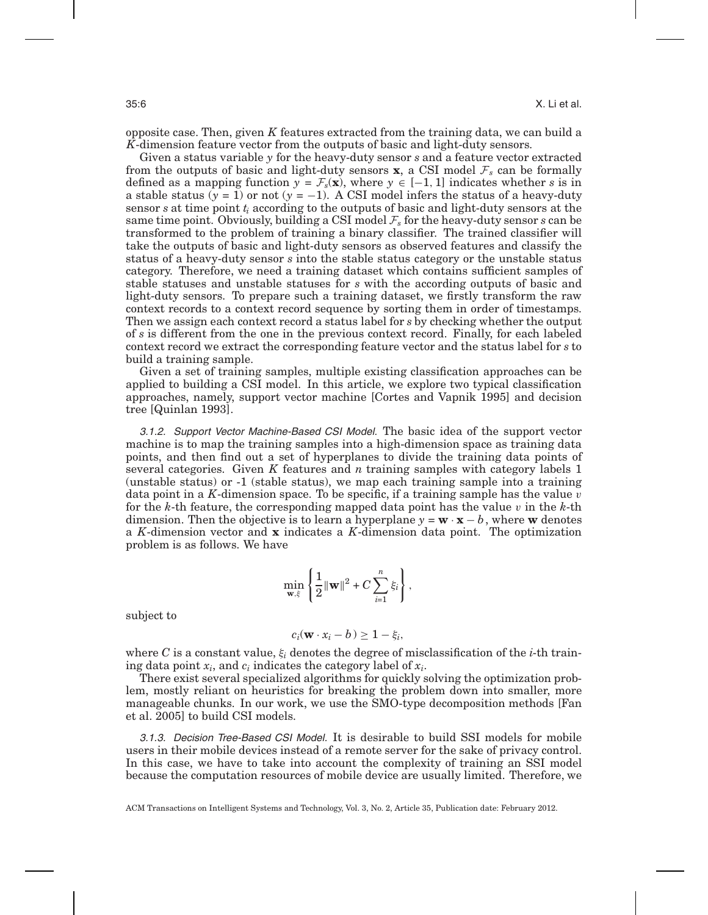opposite case. Then, given $K$ features extracted from the training data, we can build a $K$-dimension feature vector from the outputs of basic and light-duty sensors.

Given a status variable $y$ for the heavy-duty sensor $s$ and a feature vector extracted from the outputs of basic and light-duty sensors $\mathbf{x}$, a CSI model $\mathcal{F}_s$ can be formally defined as a mapping function $y = \mathcal{F}_s(\mathbf{x})$, where $y \in [-1, 1]$ indicates whether $s$ is in a stable status ($y = 1$) or not ($y = -1$). A CSI model infers the status of a heavy-duty sensor $s$ at time point $t_i$ according to the outputs of basic and light-duty sensors at the same time point. Obviously, building a CSI model $\mathcal{F}_s$ for the heavy-duty sensor $s$ can be transformed to the problem of training a binary classifier. The trained classifier will take the outputs of basic and light-duty sensors as observed features and classify the status of a heavy-duty sensor $s$ into the stable status category or the unstable status category. Therefore, we need a training dataset which contains sufficient samples of stable statuses and unstable statuses for $s$ with the according outputs of basic and light-duty sensors. To prepare such a training dataset, we firstly transform the raw context records to a context record sequence by sorting them in order of timestamps. Then we assign each context record a status label for $s$ by checking whether the output of $s$ is different from the one in the previous context record. Finally, for each labeled context record we extract the corresponding feature vector and the status label for $s$ to build a training sample.

Given a set of training samples, multiple existing classification approaches can be applied to building a CSI model. In this article, we explore two typical classification approaches, namely, support vector machine [Cortes and Vapnik 1995] and decision tree [Quinlan 1993].

*3.1.2. Support Vector Machine-Based CSI Model.* The basic idea of the support vector machine is to map the training samples into a high-dimension space as training data points, and then find out a set of hyperplanes to divide the training data points of several categories. Given $K$ features and $n$ training samples with category labels 1 (unstable status) or -1 (stable status), we map each training sample into a training data point in a $K$-dimension space. To be specific, if a training sample has the value $v$ for the $k$-th feature, the corresponding mapped data point has the value $v$ in the $k$-th dimension. Then the objective is to learn a hyperplane $y = \mathbf{w} \cdot \mathbf{x} - b$, where $\mathbf{w}$ denotes a $K$-dimension vector and $\mathbf{x}$ indicates a $K$-dimension data point. The optimization problem is as follows. We have

$$\min_{\mathbf{w},\xi} \left\{ \frac{1}{2}\|\mathbf{w}\|^2 + C\sum_{i=1}^{n} \xi_i \right\},$$

subject to

$$c_i(\mathbf{w} \cdot x_i - b) \geq 1 - \xi_i,$$

where $C$ is a constant value, $\xi_i$ denotes the degree of misclassification of the $i$-th training data point $x_i$, and $c_i$ indicates the category label of $x_i$.

There exist several specialized algorithms for quickly solving the optimization problem, mostly reliant on heuristics for breaking the problem down into smaller, more manageable chunks. In our work, we use the SMO-type decomposition methods [Fan et al. 2005] to build CSI models.

*3.1.3. Decision Tree-Based CSI Model.* It is desirable to build SSI models for mobile users in their mobile devices instead of a remote server for the sake of privacy control. In this case, we have to take into account the complexity of training an SSI model because the computation resources of mobile device are usually limited. Therefore, we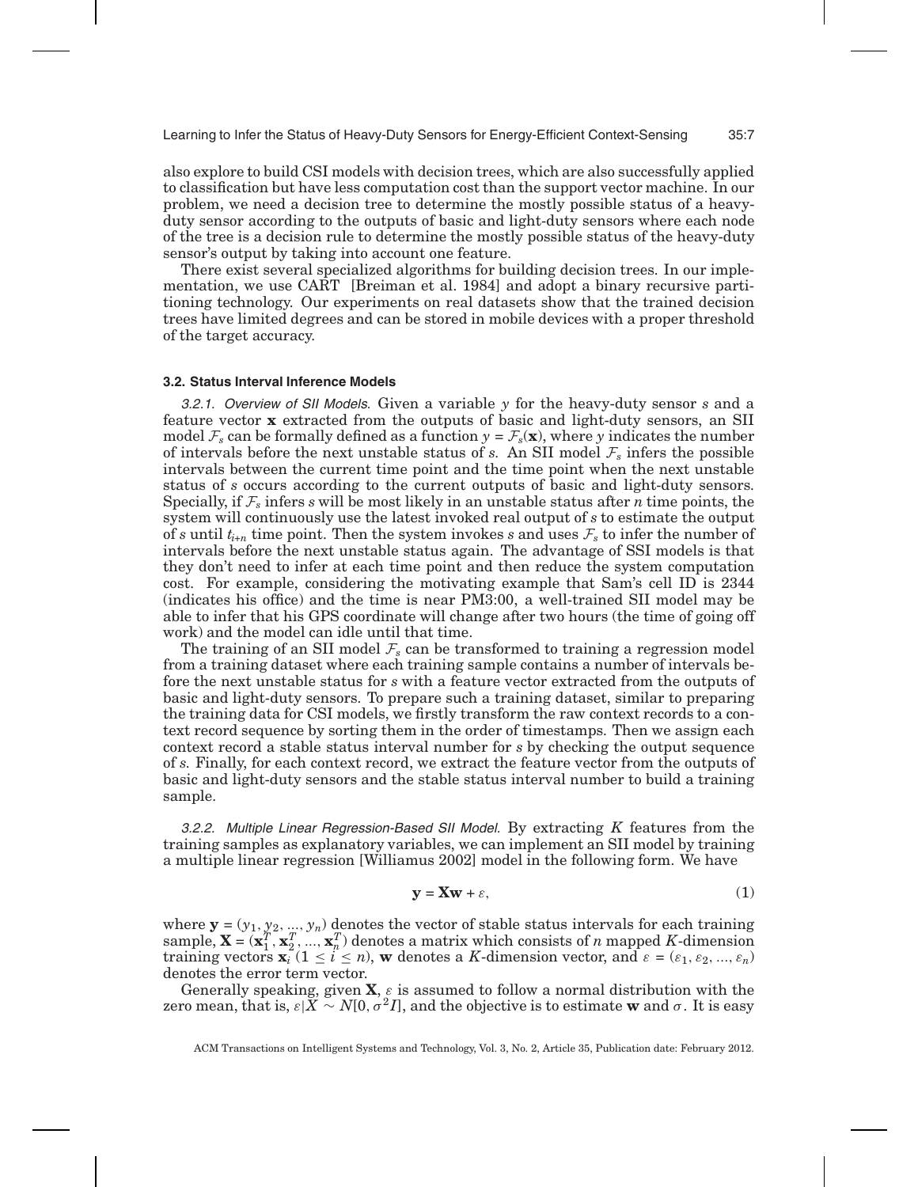also explore to build CSI models with decision trees, which are also successfully applied to classification but have less computation cost than the support vector machine. In our problem, we need a decision tree to determine the mostly possible status of a heavy-duty sensor according to the outputs of basic and light-duty sensors where each node of the tree is a decision rule to determine the mostly possible status of the heavy-duty sensor's output by taking into account one feature.

There exist several specialized algorithms for building decision trees. In our implementation, we use CART [Breiman et al. 1984] and adopt a binary recursive partitioning technology. Our experiments on real datasets show that the trained decision trees have limited degrees and can be stored in mobile devices with a proper threshold of the target accuracy.

### 3.2. Status Interval Inference Models

*3.2.1. Overview of SII Models.* Given a variable $y$ for the heavy-duty sensor $s$ and a feature vector $\mathbf{x}$ extracted from the outputs of basic and light-duty sensors, an SII model $\mathcal{F}_s$ can be formally defined as a function $y = \mathcal{F}_s(\mathbf{x})$, where $y$ indicates the number of intervals before the next unstable status of $s$. An SII model $\mathcal{F}_s$ infers the possible intervals between the current time point and the time point when the next unstable status of $s$ occurs according to the current outputs of basic and light-duty sensors. Specially, if $\mathcal{F}_s$ infers $s$ will be most likely in an unstable status after $n$ time points, the system will continuously use the latest invoked real output of $s$ to estimate the output of $s$ until $t_{i+n}$ time point. Then the system invokes $s$ and uses $\mathcal{F}_s$ to infer the number of intervals before the next unstable status again. The advantage of SSI models is that they don't need to infer at each time point and then reduce the system computation cost. For example, considering the motivating example that Sam's cell ID is 2344 (indicates his office) and the time is near PM3:00, a well-trained SII model may be able to infer that his GPS coordinate will change after two hours (the time of going off work) and the model can idle until that time.

The training of an SII model $\mathcal{F}_s$ can be transformed to training a regression model from a training dataset where each training sample contains a number of intervals before the next unstable status for $s$ with a feature vector extracted from the outputs of basic and light-duty sensors. To prepare such a training dataset, similar to preparing the training data for CSI models, we firstly transform the raw context records to a context record sequence by sorting them in the order of timestamps. Then we assign each context record a stable status interval number for $s$ by checking the output sequence of $s$. Finally, for each context record, we extract the feature vector from the outputs of basic and light-duty sensors and the stable status interval number to build a training sample.

*3.2.2. Multiple Linear Regression-Based SII Model.* By extracting $K$ features from the training samples as explanatory variables, we can implement an SII model by training a multiple linear regression [Williamus 2002] model in the following form. We have

$$\mathbf{y} = \mathbf{X}\mathbf{w} + \varepsilon, \tag{1}$$

where $\mathbf{y} = (y_1, y_2, ..., y_n)$ denotes the vector of stable status intervals for each training sample, $\mathbf{X} = (\mathbf{x}_1^T, \mathbf{x}_2^T, ..., \mathbf{x}_n^T)$ denotes a matrix which consists of $n$ mapped $K$-dimension training vectors $\mathbf{x}_i$ $(1 \leq i \leq n)$, $\mathbf{w}$ denotes a $K$-dimension vector, and $\varepsilon = (\varepsilon_1, \varepsilon_2, ..., \varepsilon_n)$ denotes the error term vector.

Generally speaking, given $\mathbf{X}$, $\varepsilon$ is assumed to follow a normal distribution with the zero mean, that is, $\varepsilon|X \sim N[0, \sigma^2 I]$, and the objective is to estimate $\mathbf{w}$ and $\sigma$. It is easy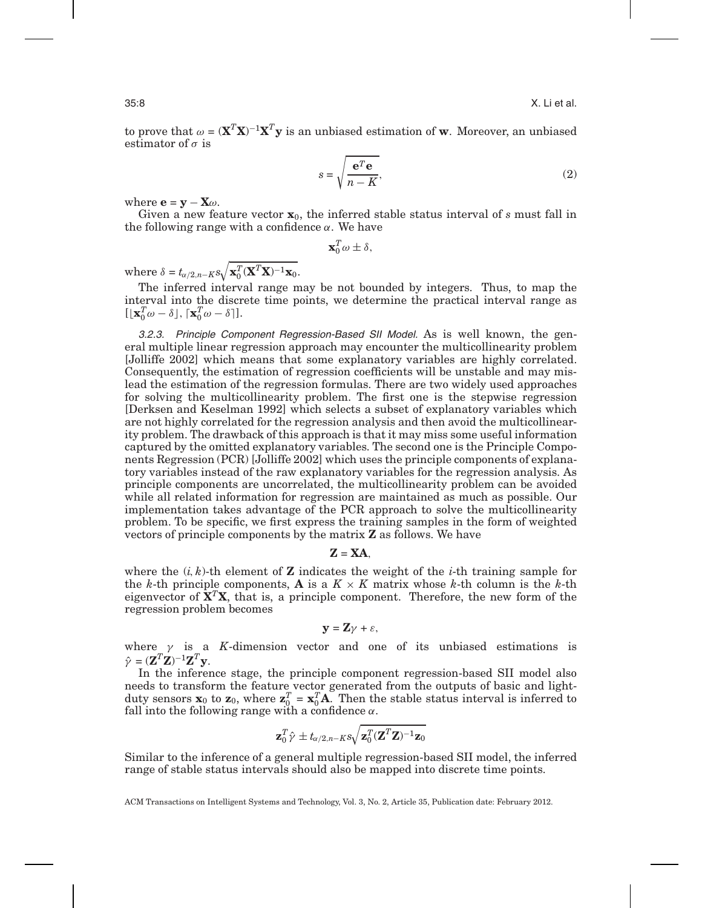to prove that $\omega = (\mathbf{X}^T\mathbf{X})^{-1}\mathbf{X}^T\mathbf{y}$ is an unbiased estimation of $\mathbf{w}$. Moreover, an unbiased estimator of $\sigma$ is

$$s = \sqrt{\frac{\mathbf{e}^T\mathbf{e}}{n-K}}, \tag{2}$$

where $\mathbf{e} = \mathbf{y} - \mathbf{X}\omega$.

Given a new feature vector $\mathbf{x}_0$, the inferred stable status interval of $s$ must fall in the following range with a confidence $\alpha$. We have

$$\mathbf{x}_0^T\omega \pm \delta,$$

where $\delta = t_{\alpha/2,n-K}s\sqrt{\mathbf{x}_0^T(\mathbf{X}^T\mathbf{X})^{-1}\mathbf{x}_0}$.

The inferred interval range may be not bounded by integers. Thus, to map the interval into the discrete time points, we determine the practical interval range as $[\lfloor\mathbf{x}_0^T\omega - \delta\rfloor, \lceil\mathbf{x}_0^T\omega - \delta\rceil]$.

*3.2.3. Principle Component Regression-Based SII Model.* As is well known, the general multiple linear regression approach may encounter the multicollinearity problem [Jolliffe 2002] which means that some explanatory variables are highly correlated. Consequently, the estimation of regression coefficients will be unstable and may mislead the estimation of the regression formulas. There are two widely used approaches for solving the multicollinearity problem. The first one is the stepwise regression [Derksen and Keselman 1992] which selects a subset of explanatory variables which are not highly correlated for the regression analysis and then avoid the multicollinearity problem. The drawback of this approach is that it may miss some useful information captured by the omitted explanatory variables. The second one is the Principle Components Regression (PCR) [Jolliffe 2002] which uses the principle components of explanatory variables instead of the raw explanatory variables for the regression analysis. As principle components are uncorrelated, the multicollinearity problem can be avoided while all related information for regression are maintained as much as possible. Our implementation takes advantage of the PCR approach to solve the multicollinearity problem. To be specific, we first express the training samples in the form of weighted vectors of principle components by the matrix $\mathbf{Z}$ as follows. We have

$$\mathbf{Z} = \mathbf{X}\mathbf{A},$$

where the $(i, k)$-th element of $\mathbf{Z}$ indicates the weight of the $i$-th training sample for the $k$-th principle components, $\mathbf{A}$ is a $K \times K$ matrix whose $k$-th column is the $k$-th eigenvector of $\mathbf{X}^T\mathbf{X}$, that is, a principle component. Therefore, the new form of the regression problem becomes

$$\mathbf{y} = \mathbf{Z}\gamma + \varepsilon,$$

where $\gamma$ is a $K$-dimension vector and one of its unbiased estimations is $\hat{\gamma} = (\mathbf{Z}^T\mathbf{Z})^{-1}\mathbf{Z}^T\mathbf{y}$.

In the inference stage, the principle component regression-based SII model also needs to transform the feature vector generated from the outputs of basic and light-duty sensors $\mathbf{x}_0$ to $\mathbf{z}_0$, where $\mathbf{z}_0^T = \mathbf{x}_0^T\mathbf{A}$. Then the stable status interval is inferred to fall into the following range with a confidence $\alpha$.

$$\mathbf{z}_0^T\hat{\gamma} \pm t_{\alpha/2,n-K}s\sqrt{\mathbf{z}_0^T(\mathbf{Z}^T\mathbf{Z})^{-1}\mathbf{z}_0}$$

Similar to the inference of a general multiple regression-based SII model, the inferred range of stable status intervals should also be mapped into discrete time points.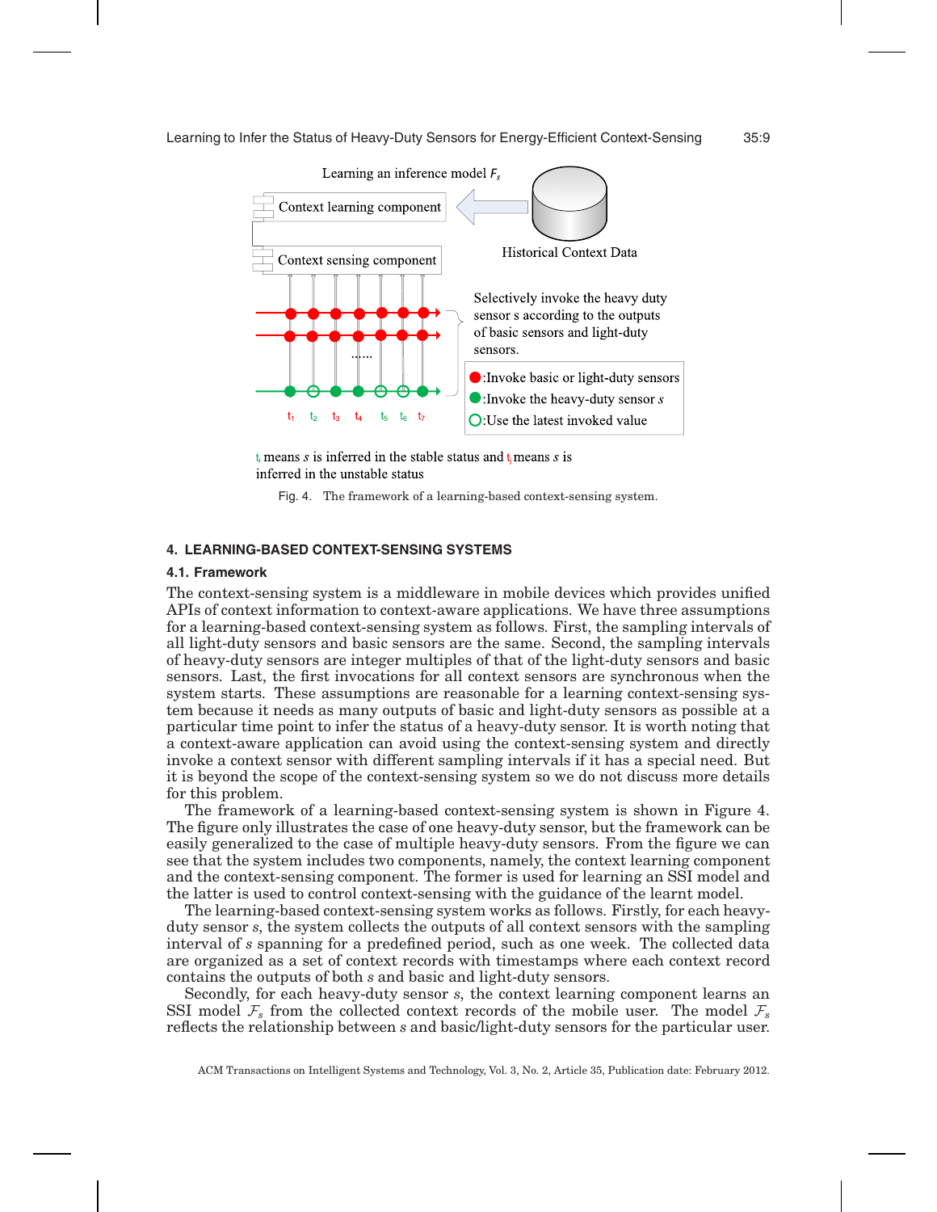Learning an inference model $F_s$

Context learning component

Historical Context Data

Context sensing component

Selectively invoke the heavy duty sensor s according to the outputs of basic sensors and light-duty sensors.

●:Invoke basic or light-duty sensors
●:Invoke the heavy-duty sensor $s$
○:Use the latest invoked value

$t_1$ $t_2$ $t_3$ $t_4$ $t_5$ $t_6$ $t_7$

$t_i$ means $s$ is inferred in the stable status and $t_j$ means $s$ is inferred in the unstable status

Fig. 4. The framework of a learning-based context-sensing system.

## 4. LEARNING-BASED CONTEXT-SENSING SYSTEMS

### 4.1. Framework

The context-sensing system is a middleware in mobile devices which provides unified APIs of context information to context-aware applications. We have three assumptions for a learning-based context-sensing system as follows. First, the sampling intervals of all light-duty sensors and basic sensors are the same. Second, the sampling intervals of heavy-duty sensors are integer multiples of that of the light-duty sensors and basic sensors. Last, the first invocations for all context sensors are synchronous when the system starts. These assumptions are reasonable for a learning context-sensing system because it needs as many outputs of basic and light-duty sensors as possible at a particular time point to infer the status of a heavy-duty sensor. It is worth noting that a context-aware application can avoid using the context-sensing system and directly invoke a context sensor with different sampling intervals if it has a special need. But it is beyond the scope of the context-sensing system so we do not discuss more details for this problem.

The framework of a learning-based context-sensing system is shown in Figure 4. The figure only illustrates the case of one heavy-duty sensor, but the framework can be easily generalized to the case of multiple heavy-duty sensors. From the figure we can see that the system includes two components, namely, the context learning component and the context-sensing component. The former is used for learning an SSI model and the latter is used to control context-sensing with the guidance of the learnt model.

The learning-based context-sensing system works as follows. Firstly, for each heavy-duty sensor *s*, the system collects the outputs of all context sensors with the sampling interval of *s* spanning for a predefined period, such as one week. The collected data are organized as a set of context records with timestamps where each context record contains the outputs of both *s* and basic and light-duty sensors.

Secondly, for each heavy-duty sensor *s*, the context learning component learns an SSI model $\mathcal{F}_s$ from the collected context records of the mobile user. The model $\mathcal{F}_s$ reflects the relationship between *s* and basic/light-duty sensors for the particular user.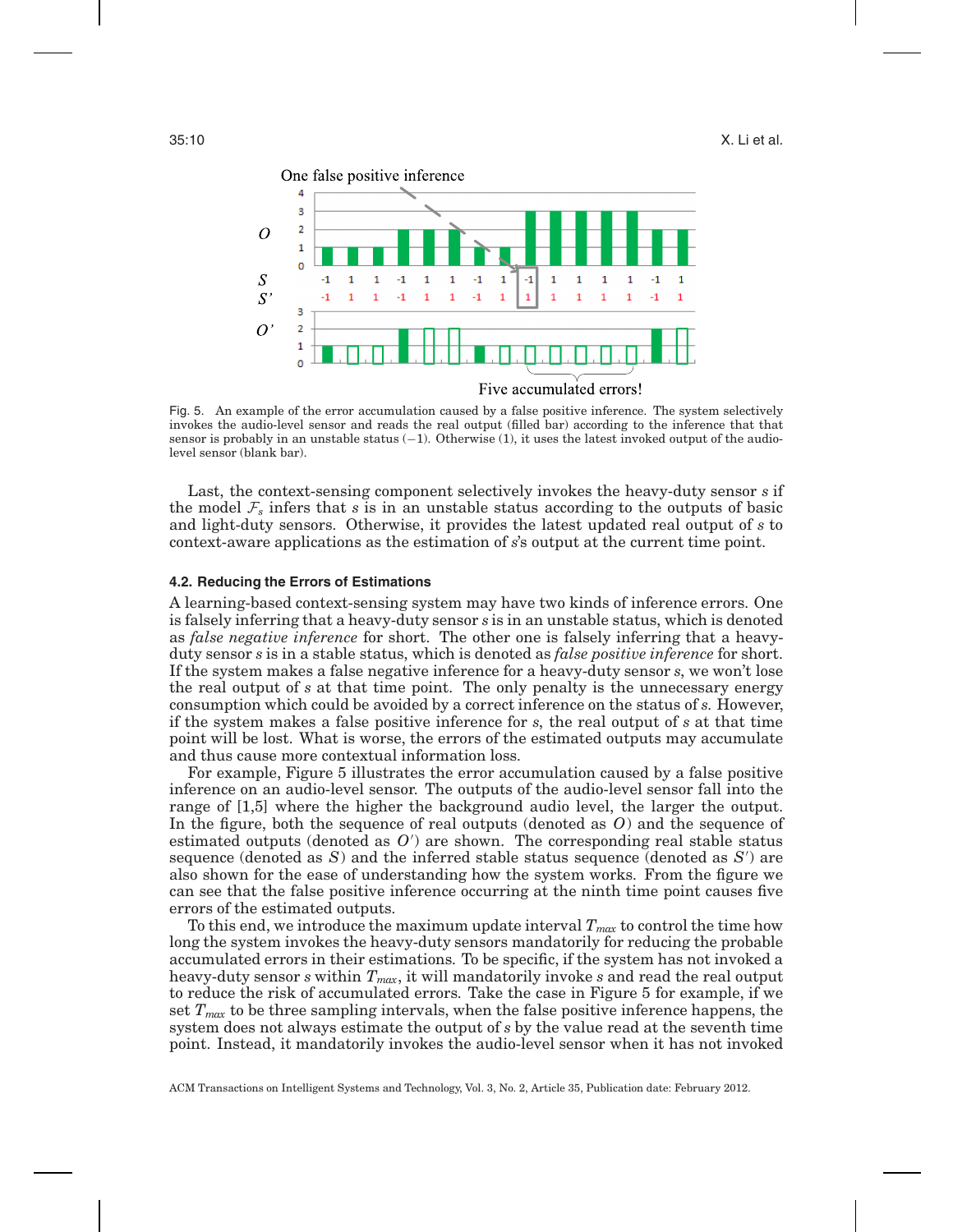Fig. 5. An example of the error accumulation caused by a false positive inference. The system selectively invokes the audio-level sensor and reads the real output (filled bar) according to the inference that that sensor is probably in an unstable status (−1). Otherwise (1), it uses the latest invoked output of the audio-level sensor (blank bar).

Last, the context-sensing component selectively invokes the heavy-duty sensor $s$ if the model $\mathcal{F}_s$ infers that $s$ is in an unstable status according to the outputs of basic and light-duty sensors. Otherwise, it provides the latest updated real output of $s$ to context-aware applications as the estimation of $s$'s output at the current time point.

### 4.2. Reducing the Errors of Estimations

A learning-based context-sensing system may have two kinds of inference errors. One is falsely inferring that a heavy-duty sensor $s$ is in an unstable status, which is denoted as *false negative inference* for short. The other one is falsely inferring that a heavy-duty sensor $s$ is in a stable status, which is denoted as *false positive inference* for short. If the system makes a false negative inference for a heavy-duty sensor $s$, we won't lose the real output of $s$ at that time point. The only penalty is the unnecessary energy consumption which could be avoided by a correct inference on the status of $s$. However, if the system makes a false positive inference for $s$, the real output of $s$ at that time point will be lost. What is worse, the errors of the estimated outputs may accumulate and thus cause more contextual information loss.

For example, Figure 5 illustrates the error accumulation caused by a false positive inference on an audio-level sensor. The outputs of the audio-level sensor fall into the range of [1,5] where the higher the background audio level, the larger the output. In the figure, both the sequence of real outputs (denoted as $O$) and the sequence of estimated outputs (denoted as $O'$) are shown. The corresponding real stable status sequence (denoted as $S$) and the inferred stable status sequence (denoted as $S'$) are also shown for the ease of understanding how the system works. From the figure we can see that the false positive inference occurring at the ninth time point causes five errors of the estimated outputs.

To this end, we introduce the maximum update interval $T_{max}$ to control the time how long the system invokes the heavy-duty sensors mandatorily for reducing the probable accumulated errors in their estimations. To be specific, if the system has not invoked a heavy-duty sensor $s$ within $T_{max}$, it will mandatorily invoke $s$ and read the real output to reduce the risk of accumulated errors. Take the case in Figure 5 for example, if we set $T_{max}$ to be three sampling intervals, when the false positive inference happens, the system does not always estimate the output of $s$ by the value read at the seventh time point. Instead, it mandatorily invokes the audio-level sensor when it has not invoked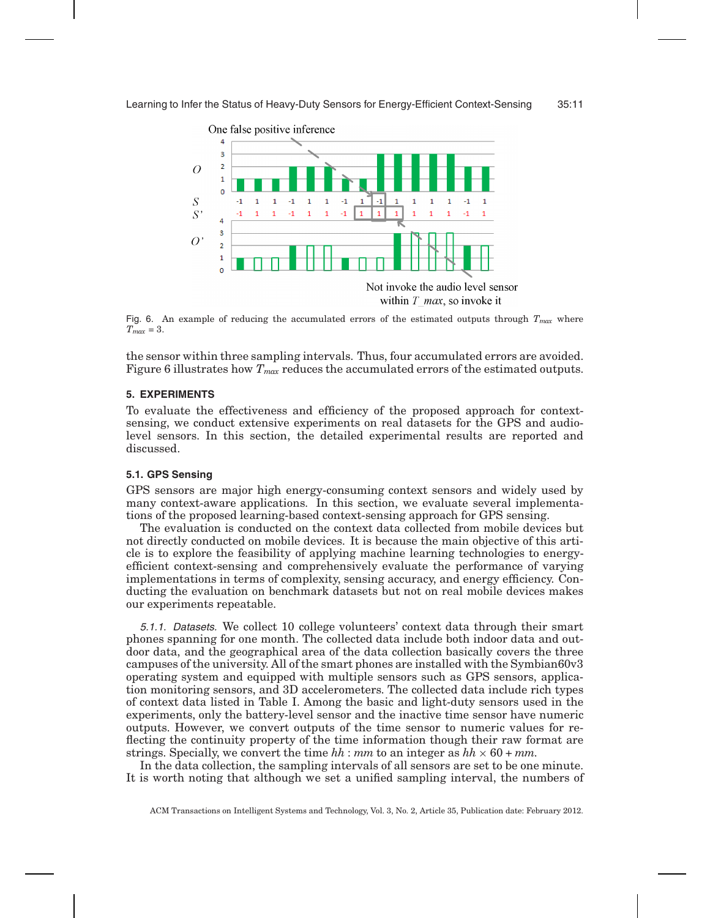Fig. 6. An example of reducing the accumulated errors of the estimated outputs through $T_{max}$ where $T_{max} = 3$.

the sensor within three sampling intervals. Thus, four accumulated errors are avoided. Figure 6 illustrates how $T_{max}$ reduces the accumulated errors of the estimated outputs.

## 5. EXPERIMENTS

To evaluate the effectiveness and efficiency of the proposed approach for context-sensing, we conduct extensive experiments on real datasets for the GPS and audio-level sensors. In this section, the detailed experimental results are reported and discussed.

### 5.1. GPS Sensing

GPS sensors are major high energy-consuming context sensors and widely used by many context-aware applications. In this section, we evaluate several implementations of the proposed learning-based context-sensing approach for GPS sensing.

The evaluation is conducted on the context data collected from mobile devices but not directly conducted on mobile devices. It is because the main objective of this article is to explore the feasibility of applying machine learning technologies to energy-efficient context-sensing and comprehensively evaluate the performance of varying implementations in terms of complexity, sensing accuracy, and energy efficiency. Conducting the evaluation on benchmark datasets but not on real mobile devices makes our experiments repeatable.

*5.1.1. Datasets.* We collect 10 college volunteers' context data through their smart phones spanning for one month. The collected data include both indoor data and outdoor data, and the geographical area of the data collection basically covers the three campuses of the university. All of the smart phones are installed with the Symbian60v3 operating system and equipped with multiple sensors such as GPS sensors, application monitoring sensors, and 3D accelerometers. The collected data include rich types of context data listed in Table I. Among the basic and light-duty sensors used in the experiments, only the battery-level sensor and the inactive time sensor have numeric outputs. However, we convert outputs of the time sensor to numeric values for reflecting the continuity property of the time information though their raw format are strings. Specially, we convert the time $hh : mm$ to an integer as $hh \times 60 + mm$.

In the data collection, the sampling intervals of all sensors are set to be one minute. It is worth noting that although we set a unified sampling interval, the numbers of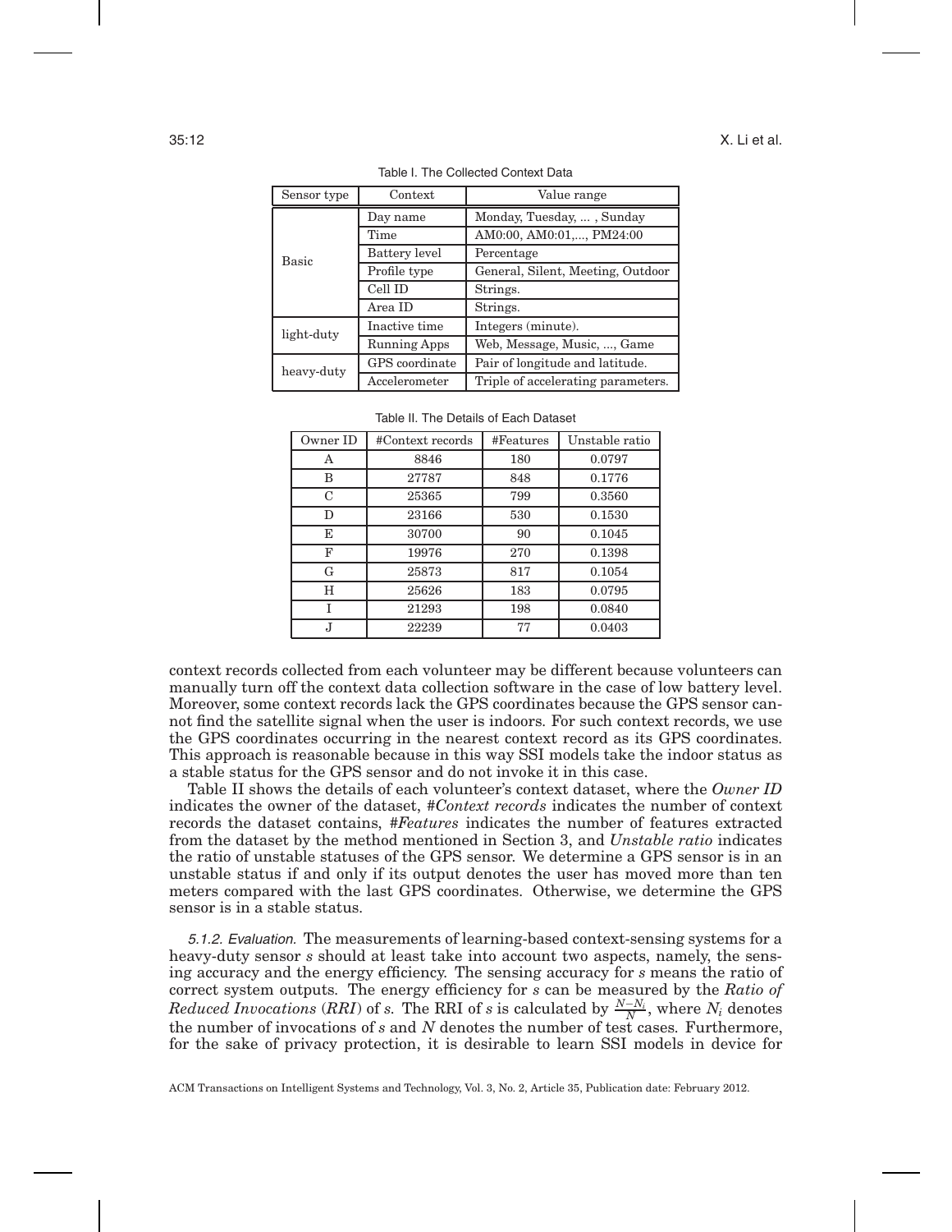Table I. The Collected Context Data

| Sensor type | Context | Value range |
|---|---|---|
| Basic | Day name | Monday, Tuesday, ... , Sunday |
| | Time | AM0:00, AM0:01,..., PM24:00 |
| | Battery level | Percentage |
| | Profile type | General, Silent, Meeting, Outdoor |
| | Cell ID | Strings. |
| | Area ID | Strings. |
| light-duty | Inactive time | Integers (minute). |
| | Running Apps | Web, Message, Music, ..., Game |
| heavy-duty | GPS coordinate | Pair of longitude and latitude. |
| | Accelerometer | Triple of accelerating parameters. |

Table II. The Details of Each Dataset

| Owner ID | #Context records | #Features | Unstable ratio |
|---|---|---|---|
| A | 8846 | 180 | 0.0797 |
| B | 27787 | 848 | 0.1776 |
| C | 25365 | 799 | 0.3560 |
| D | 23166 | 530 | 0.1530 |
| E | 30700 | 90 | 0.1045 |
| F | 19976 | 270 | 0.1398 |
| G | 25873 | 817 | 0.1054 |
| H | 25626 | 183 | 0.0795 |
| I | 21293 | 198 | 0.0840 |
| J | 22239 | 77 | 0.0403 |

context records collected from each volunteer may be different because volunteers can manually turn off the context data collection software in the case of low battery level. Moreover, some context records lack the GPS coordinates because the GPS sensor cannot find the satellite signal when the user is indoors. For such context records, we use the GPS coordinates occurring in the nearest context record as its GPS coordinates. This approach is reasonable because in this way SSI models take the indoor status as a stable status for the GPS sensor and do not invoke it in this case.

Table II shows the details of each volunteer's context dataset, where the *Owner ID* indicates the owner of the dataset, *#Context records* indicates the number of context records the dataset contains, *#Features* indicates the number of features extracted from the dataset by the method mentioned in Section 3, and *Unstable ratio* indicates the ratio of unstable statuses of the GPS sensor. We determine a GPS sensor is in an unstable status if and only if its output denotes the user has moved more than ten meters compared with the last GPS coordinates. Otherwise, we determine the GPS sensor is in a stable status.

*5.1.2. Evaluation.* The measurements of learning-based context-sensing systems for a heavy-duty sensor $s$ should at least take into account two aspects, namely, the sensing accuracy and the energy efficiency. The sensing accuracy for $s$ means the ratio of correct system outputs. The energy efficiency for $s$ can be measured by the *Ratio of Reduced Invocations* (*RRI*) of $s$. The RRI of $s$ is calculated by $\frac{N-N_i}{N}$, where $N_i$ denotes the number of invocations of $s$ and $N$ denotes the number of test cases. Furthermore, for the sake of privacy protection, it is desirable to learn SSI models in device for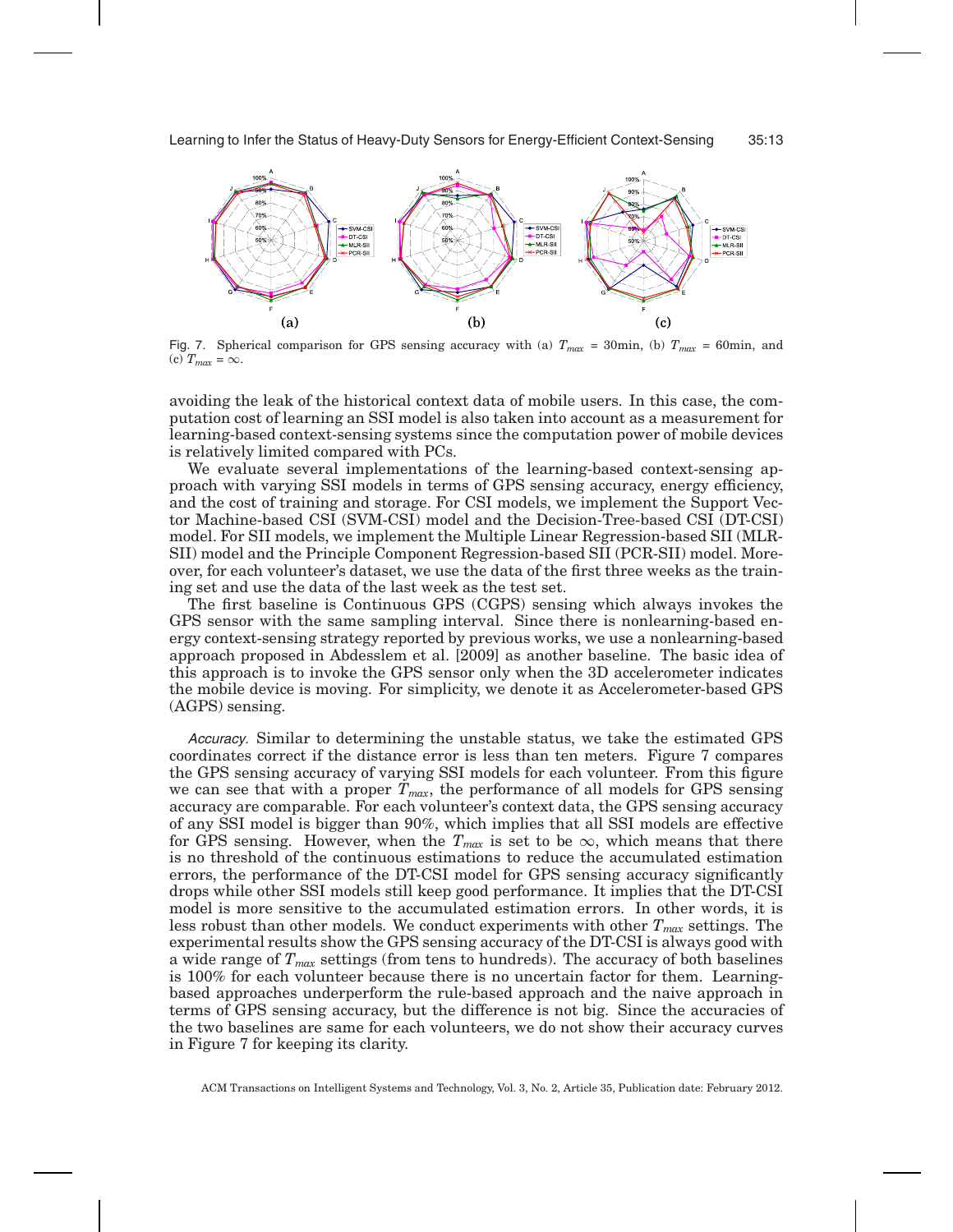Fig. 7. Spherical comparison for GPS sensing accuracy with (a) $T_{max}$ = 30min, (b) $T_{max}$ = 60min, and (c) $T_{max} = \infty$.

avoiding the leak of the historical context data of mobile users. In this case, the computation cost of learning an SSI model is also taken into account as a measurement for learning-based context-sensing systems since the computation power of mobile devices is relatively limited compared with PCs.

We evaluate several implementations of the learning-based context-sensing approach with varying SSI models in terms of GPS sensing accuracy, energy efficiency, and the cost of training and storage. For CSI models, we implement the Support Vector Machine-based CSI (SVM-CSI) model and the Decision-Tree-based CSI (DT-CSI) model. For SII models, we implement the Multiple Linear Regression-based SII (MLR-SII) model and the Principle Component Regression-based SII (PCR-SII) model. Moreover, for each volunteer's dataset, we use the data of the first three weeks as the training set and use the data of the last week as the test set.

The first baseline is Continuous GPS (CGPS) sensing which always invokes the GPS sensor with the same sampling interval. Since there is nonlearning-based energy context-sensing strategy reported by previous works, we use a nonlearning-based approach proposed in Abdesslem et al. [2009] as another baseline. The basic idea of this approach is to invoke the GPS sensor only when the 3D accelerometer indicates the mobile device is moving. For simplicity, we denote it as Accelerometer-based GPS (AGPS) sensing.

*Accuracy.* Similar to determining the unstable status, we take the estimated GPS coordinates correct if the distance error is less than ten meters. Figure 7 compares the GPS sensing accuracy of varying SSI models for each volunteer. From this figure we can see that with a proper $T_{max}$, the performance of all models for GPS sensing accuracy are comparable. For each volunteer's context data, the GPS sensing accuracy of any SSI model is bigger than 90%, which implies that all SSI models are effective for GPS sensing. However, when the $T_{max}$ is set to be $\infty$, which means that there is no threshold of the continuous estimations to reduce the accumulated estimation errors, the performance of the DT-CSI model for GPS sensing accuracy significantly drops while other SSI models still keep good performance. It implies that the DT-CSI model is more sensitive to the accumulated estimation errors. In other words, it is less robust than other models. We conduct experiments with other $T_{max}$ settings. The experimental results show the GPS sensing accuracy of the DT-CSI is always good with a wide range of $T_{max}$ settings (from tens to hundreds). The accuracy of both baselines is 100% for each volunteer because there is no uncertain factor for them. Learning-based approaches underperform the rule-based approach and the naive approach in terms of GPS sensing accuracy, but the difference is not big. Since the accuracies of the two baselines are same for each volunteers, we do not show their accuracy curves in Figure 7 for keeping its clarity.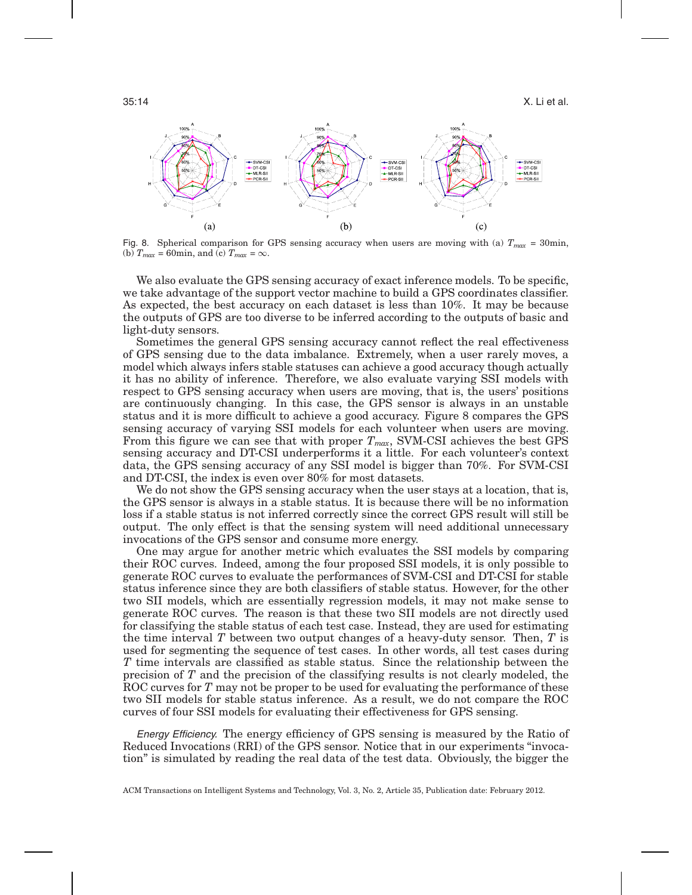Fig. 8. Spherical comparison for GPS sensing accuracy when users are moving with (a) $T_{max}$ = 30min, (b) $T_{max}$ = 60min, and (c) $T_{max} = \infty$.

We also evaluate the GPS sensing accuracy of exact inference models. To be specific, we take advantage of the support vector machine to build a GPS coordinates classifier. As expected, the best accuracy on each dataset is less than 10%. It may be because the outputs of GPS are too diverse to be inferred according to the outputs of basic and light-duty sensors.

Sometimes the general GPS sensing accuracy cannot reflect the real effectiveness of GPS sensing due to the data imbalance. Extremely, when a user rarely moves, a model which always infers stable statuses can achieve a good accuracy though actually it has no ability of inference. Therefore, we also evaluate varying SSI models with respect to GPS sensing accuracy when users are moving, that is, the users' positions are continuously changing. In this case, the GPS sensor is always in an unstable status and it is more difficult to achieve a good accuracy. Figure 8 compares the GPS sensing accuracy of varying SSI models for each volunteer when users are moving. From this figure we can see that with proper $T_{max}$, SVM-CSI achieves the best GPS sensing accuracy and DT-CSI underperforms it a little. For each volunteer's context data, the GPS sensing accuracy of any SSI model is bigger than 70%. For SVM-CSI and DT-CSI, the index is even over 80% for most datasets.

We do not show the GPS sensing accuracy when the user stays at a location, that is, the GPS sensor is always in a stable status. It is because there will be no information loss if a stable status is not inferred correctly since the correct GPS result will still be output. The only effect is that the sensing system will need additional unnecessary invocations of the GPS sensor and consume more energy.

One may argue for another metric which evaluates the SSI models by comparing their ROC curves. Indeed, among the four proposed SSI models, it is only possible to generate ROC curves to evaluate the performances of SVM-CSI and DT-CSI for stable status inference since they are both classifiers of stable status. However, for the other two SII models, which are essentially regression models, it may not make sense to generate ROC curves. The reason is that these two SII models are not directly used for classifying the stable status of each test case. Instead, they are used for estimating the time interval $T$ between two output changes of a heavy-duty sensor. Then, $T$ is used for segmenting the sequence of test cases. In other words, all test cases during $T$ time intervals are classified as stable status. Since the relationship between the precision of $T$ and the precision of the classifying results is not clearly modeled, the ROC curves for $T$ may not be proper to be used for evaluating the performance of these two SII models for stable status inference. As a result, we do not compare the ROC curves of four SSI models for evaluating their effectiveness for GPS sensing.

*Energy Efficiency.* The energy efficiency of GPS sensing is measured by the Ratio of Reduced Invocations (RRI) of the GPS sensor. Notice that in our experiments "invocation" is simulated by reading the real data of the test data. Obviously, the bigger the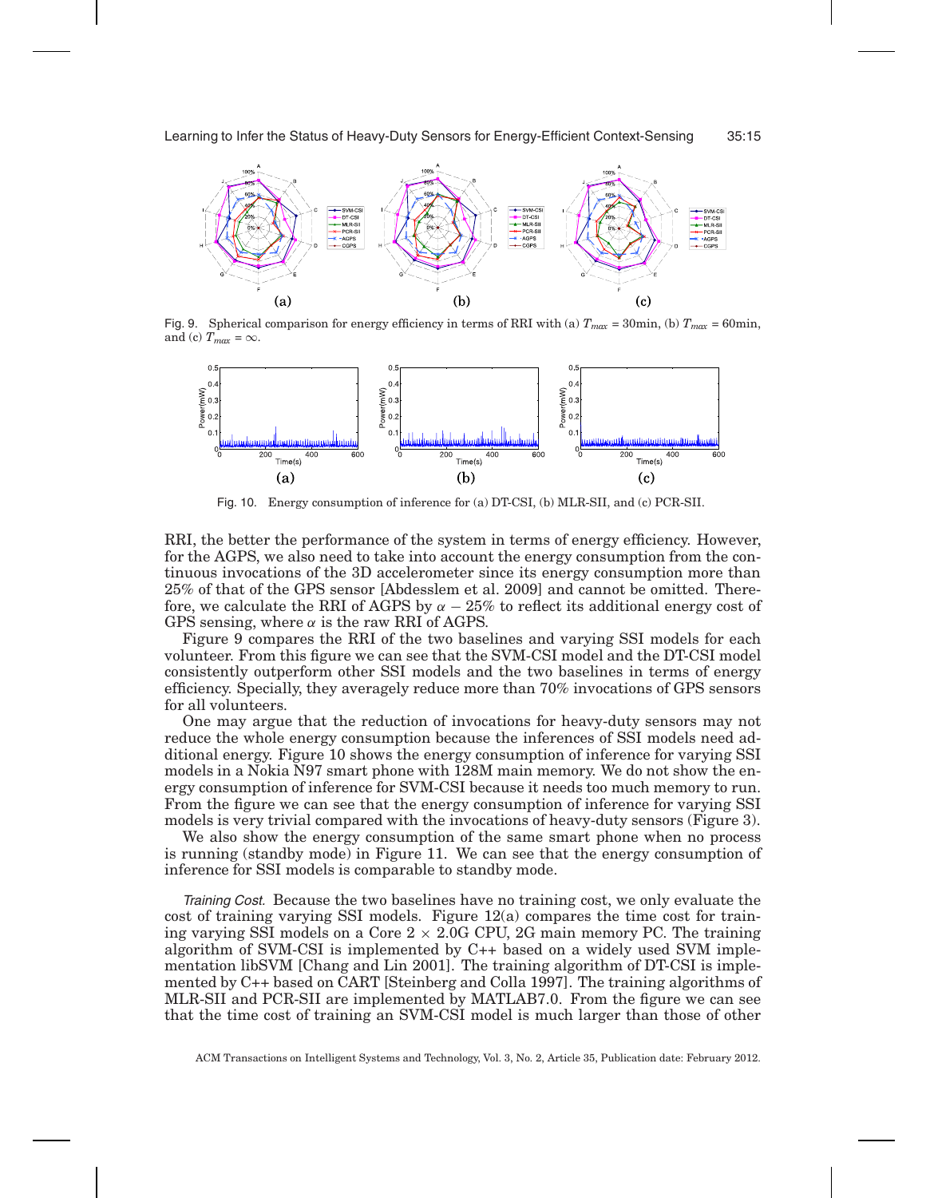Fig. 9. Spherical comparison for energy efficiency in terms of RRI with (a) $T_{max}$ = 30min, (b) $T_{max}$ = 60min, and (c) $T_{max} = \infty$.

Fig. 10. Energy consumption of inference for (a) DT-CSI, (b) MLR-SII, and (c) PCR-SII.

RRI, the better the performance of the system in terms of energy efficiency. However, for the AGPS, we also need to take into account the energy consumption from the continuous invocations of the 3D accelerometer since its energy consumption more than 25% of that of the GPS sensor [Abdesslem et al. 2009] and cannot be omitted. Therefore, we calculate the RRI of AGPS by $\alpha - 25\%$ to reflect its additional energy cost of GPS sensing, where $\alpha$ is the raw RRI of AGPS.

Figure 9 compares the RRI of the two baselines and varying SSI models for each volunteer. From this figure we can see that the SVM-CSI model and the DT-CSI model consistently outperform other SSI models and the two baselines in terms of energy efficiency. Specially, they averagely reduce more than 70% invocations of GPS sensors for all volunteers.

One may argue that the reduction of invocations for heavy-duty sensors may not reduce the whole energy consumption because the inferences of SSI models need additional energy. Figure 10 shows the energy consumption of inference for varying SSI models in a Nokia N97 smart phone with 128M main memory. We do not show the energy consumption of inference for SVM-CSI because it needs too much memory to run. From the figure we can see that the energy consumption of inference for varying SSI models is very trivial compared with the invocations of heavy-duty sensors (Figure 3).

We also show the energy consumption of the same smart phone when no process is running (standby mode) in Figure 11. We can see that the energy consumption of inference for SSI models is comparable to standby mode.

*Training Cost.* Because the two baselines have no training cost, we only evaluate the cost of training varying SSI models. Figure 12(a) compares the time cost for training varying SSI models on a Core 2 × 2.0G CPU, 2G main memory PC. The training algorithm of SVM-CSI is implemented by C++ based on a widely used SVM implementation libSVM [Chang and Lin 2001]. The training algorithm of DT-CSI is implemented by C++ based on CART [Steinberg and Colla 1997]. The training algorithms of MLR-SII and PCR-SII are implemented by MATLAB7.0. From the figure we can see that the time cost of training an SVM-CSI model is much larger than those of other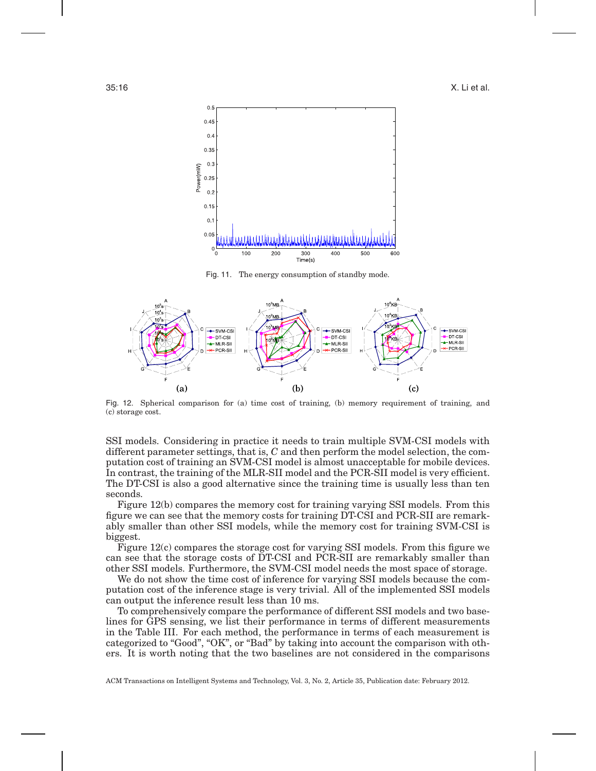Fig. 11. The energy consumption of standby mode.

Fig. 12. Spherical comparison for (a) time cost of training, (b) memory requirement of training, and (c) storage cost.

SSI models. Considering in practice it needs to train multiple SVM-CSI models with different parameter settings, that is, $C$ and then perform the model selection, the computation cost of training an SVM-CSI model is almost unacceptable for mobile devices. In contrast, the training of the MLR-SII model and the PCR-SII model is very efficient. The DT-CSI is also a good alternative since the training time is usually less than ten seconds.

Figure 12(b) compares the memory cost for training varying SSI models. From this figure we can see that the memory costs for training DT-CSI and PCR-SII are remarkably smaller than other SSI models, while the memory cost for training SVM-CSI is biggest.

Figure 12(c) compares the storage cost for varying SSI models. From this figure we can see that the storage costs of DT-CSI and PCR-SII are remarkably smaller than other SSI models. Furthermore, the SVM-CSI model needs the most space of storage.

We do not show the time cost of inference for varying SSI models because the computation cost of the inference stage is very trivial. All of the implemented SSI models can output the inference result less than 10 ms.

To comprehensively compare the performance of different SSI models and two baselines for GPS sensing, we list their performance in terms of different measurements in the Table III. For each method, the performance in terms of each measurement is categorized to "Good", "OK", or "Bad" by taking into account the comparison with others. It is worth noting that the two baselines are not considered in the comparisons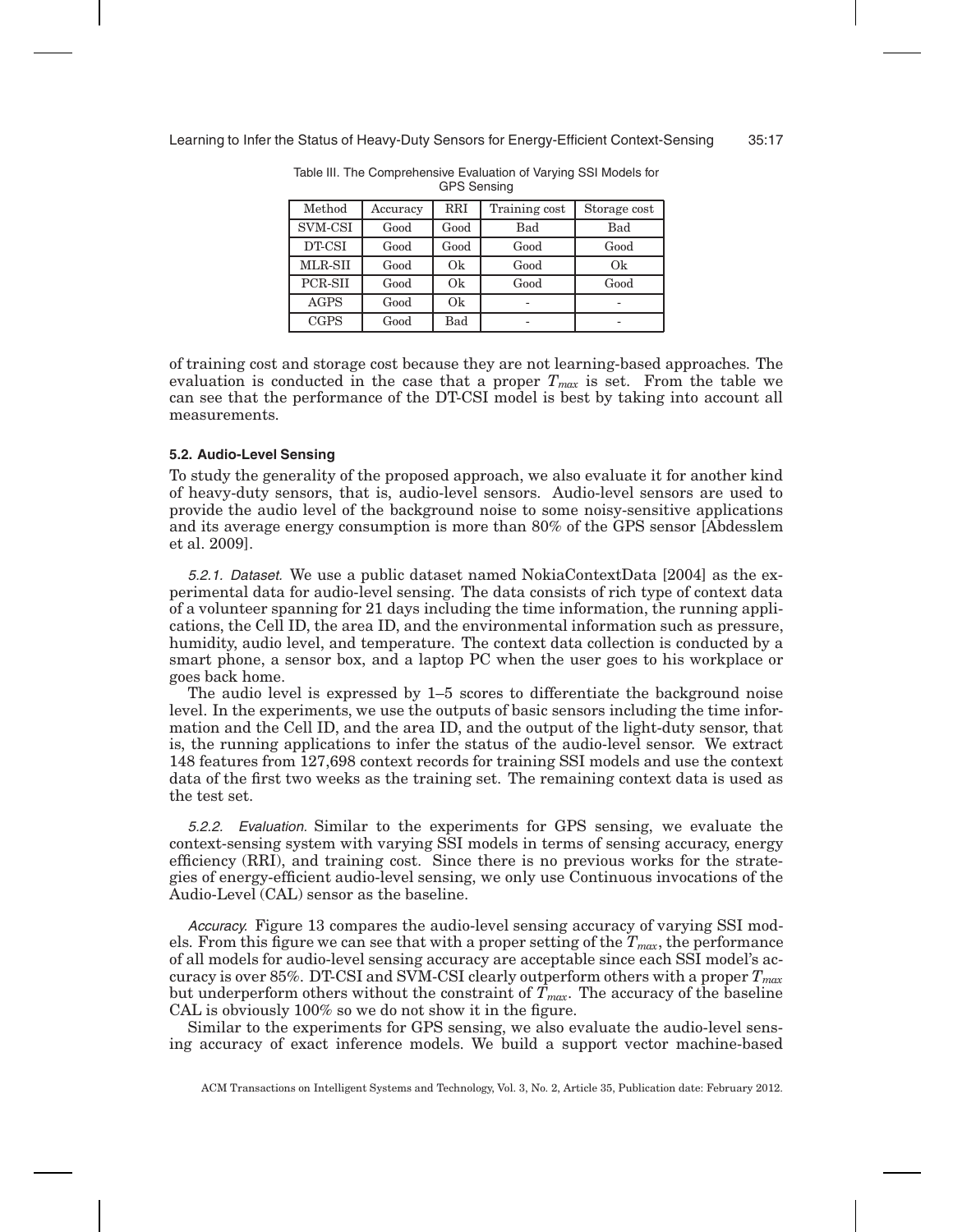Table III. The Comprehensive Evaluation of Varying SSI Models for GPS Sensing

| Method | Accuracy | RRI | Training cost | Storage cost |
|---|---|---|---|---|
| SVM-CSI | Good | Good | Bad | Bad |
| DT-CSI | Good | Good | Good | Good |
| MLR-SII | Good | Ok | Good | Ok |
| PCR-SII | Good | Ok | Good | Good |
| AGPS | Good | Ok | - | - |
| CGPS | Good | Bad | - | - |

of training cost and storage cost because they are not learning-based approaches. The evaluation is conducted in the case that a proper $T_{max}$ is set. From the table we can see that the performance of the DT-CSI model is best by taking into account all measurements.

### 5.2. Audio-Level Sensing

To study the generality of the proposed approach, we also evaluate it for another kind of heavy-duty sensors, that is, audio-level sensors. Audio-level sensors are used to provide the audio level of the background noise to some noisy-sensitive applications and its average energy consumption is more than 80% of the GPS sensor [Abdesslem et al. 2009].

*5.2.1. Dataset.* We use a public dataset named NokiaContextData [2004] as the experimental data for audio-level sensing. The data consists of rich type of context data of a volunteer spanning for 21 days including the time information, the running applications, the Cell ID, the area ID, and the environmental information such as pressure, humidity, audio level, and temperature. The context data collection is conducted by a smart phone, a sensor box, and a laptop PC when the user goes to his workplace or goes back home.

The audio level is expressed by 1–5 scores to differentiate the background noise level. In the experiments, we use the outputs of basic sensors including the time information and the Cell ID, and the area ID, and the output of the light-duty sensor, that is, the running applications to infer the status of the audio-level sensor. We extract 148 features from 127,698 context records for training SSI models and use the context data of the first two weeks as the training set. The remaining context data is used as the test set.

*5.2.2. Evaluation.* Similar to the experiments for GPS sensing, we evaluate the context-sensing system with varying SSI models in terms of sensing accuracy, energy efficiency (RRI), and training cost. Since there is no previous works for the strategies of energy-efficient audio-level sensing, we only use Continuous invocations of the Audio-Level (CAL) sensor as the baseline.

*Accuracy.* Figure 13 compares the audio-level sensing accuracy of varying SSI models. From this figure we can see that with a proper setting of the $T_{max}$, the performance of all models for audio-level sensing accuracy are acceptable since each SSI model's accuracy is over 85%. DT-CSI and SVM-CSI clearly outperform others with a proper $T_{max}$ but underperform others without the constraint of $T_{max}$. The accuracy of the baseline CAL is obviously 100% so we do not show it in the figure.

Similar to the experiments for GPS sensing, we also evaluate the audio-level sensing accuracy of exact inference models. We build a support vector machine-based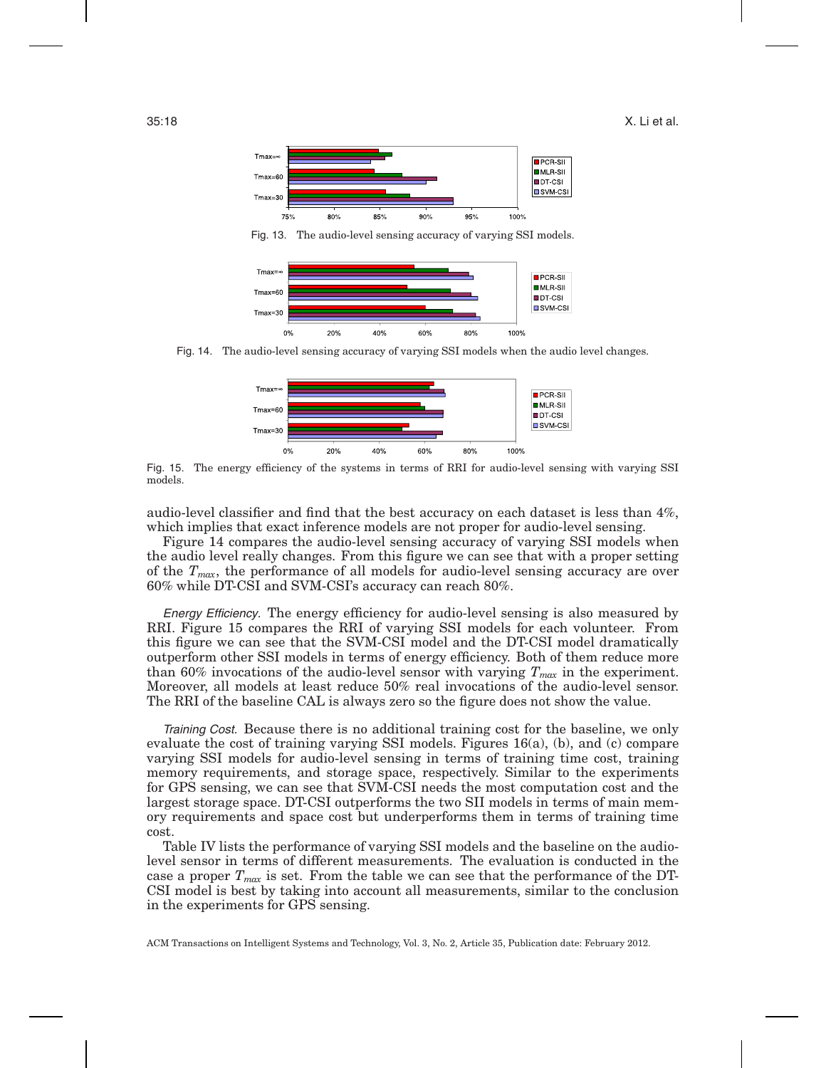Fig. 13. The audio-level sensing accuracy of varying SSI models.

Fig. 14. The audio-level sensing accuracy of varying SSI models when the audio level changes.

Fig. 15. The energy efficiency of the systems in terms of RRI for audio-level sensing with varying SSI models.

audio-level classifier and find that the best accuracy on each dataset is less than 4%, which implies that exact inference models are not proper for audio-level sensing.

Figure 14 compares the audio-level sensing accuracy of varying SSI models when the audio level really changes. From this figure we can see that with a proper setting of the $T_{max}$, the performance of all models for audio-level sensing accuracy are over 60% while DT-CSI and SVM-CSI's accuracy can reach 80%.

*Energy Efficiency.* The energy efficiency for audio-level sensing is also measured by RRI. Figure 15 compares the RRI of varying SSI models for each volunteer. From this figure we can see that the SVM-CSI model and the DT-CSI model dramatically outperform other SSI models in terms of energy efficiency. Both of them reduce more than 60% invocations of the audio-level sensor with varying $T_{max}$ in the experiment. Moreover, all models at least reduce 50% real invocations of the audio-level sensor. The RRI of the baseline CAL is always zero so the figure does not show the value.

*Training Cost.* Because there is no additional training cost for the baseline, we only evaluate the cost of training varying SSI models. Figures 16(a), (b), and (c) compare varying SSI models for audio-level sensing in terms of training time cost, training memory requirements, and storage space, respectively. Similar to the experiments for GPS sensing, we can see that SVM-CSI needs the most computation cost and the largest storage space. DT-CSI outperforms the two SII models in terms of main memory requirements and space cost but underperforms them in terms of training time cost.

Table IV lists the performance of varying SSI models and the baseline on the audio-level sensor in terms of different measurements. The evaluation is conducted in the case a proper $T_{max}$ is set. From the table we can see that the performance of the DT-CSI model is best by taking into account all measurements, similar to the conclusion in the experiments for GPS sensing.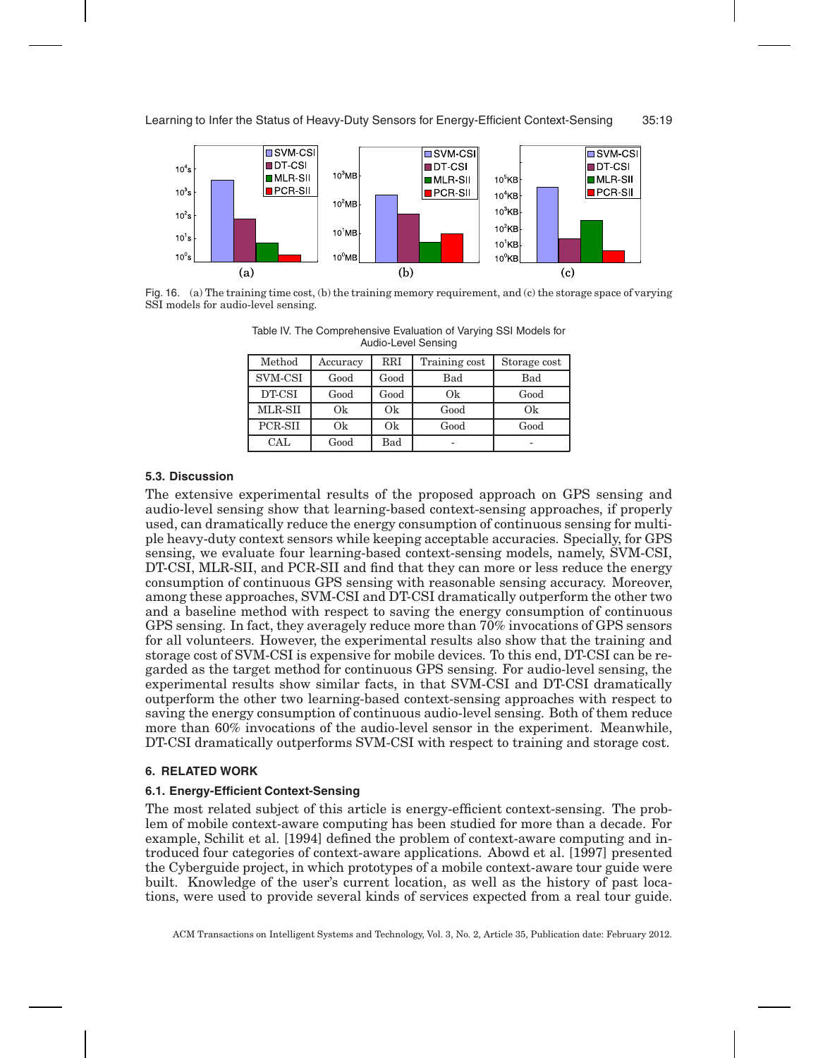Fig. 16. (a) The training time cost, (b) the training memory requirement, and (c) the storage space of varying SSI models for audio-level sensing.

Table IV. The Comprehensive Evaluation of Varying SSI Models for Audio-Level Sensing

| Method | Accuracy | RRI | Training cost | Storage cost |
|---|---|---|---|---|
| SVM-CSI | Good | Good | Bad | Bad |
| DT-CSI | Good | Good | Ok | Good |
| MLR-SII | Ok | Ok | Good | Ok |
| PCR-SII | Ok | Ok | Good | Good |
| CAL | Good | Bad | - | - |

### 5.3. Discussion

The extensive experimental results of the proposed approach on GPS sensing and audio-level sensing show that learning-based context-sensing approaches, if properly used, can dramatically reduce the energy consumption of continuous sensing for multiple heavy-duty context sensors while keeping acceptable accuracies. Specially, for GPS sensing, we evaluate four learning-based context-sensing models, namely, SVM-CSI, DT-CSI, MLR-SII, and PCR-SII and find that they can more or less reduce the energy consumption of continuous GPS sensing with reasonable sensing accuracy. Moreover, among these approaches, SVM-CSI and DT-CSI dramatically outperform the other two and a baseline method with respect to saving the energy consumption of continuous GPS sensing. In fact, they averagely reduce more than 70% invocations of GPS sensors for all volunteers. However, the experimental results also show that the training and storage cost of SVM-CSI is expensive for mobile devices. To this end, DT-CSI can be regarded as the target method for continuous GPS sensing. For audio-level sensing, the experimental results show similar facts, in that SVM-CSI and DT-CSI dramatically outperform the other two learning-based context-sensing approaches with respect to saving the energy consumption of continuous audio-level sensing. Both of them reduce more than 60% invocations of the audio-level sensor in the experiment. Meanwhile, DT-CSI dramatically outperforms SVM-CSI with respect to training and storage cost.

## 6. RELATED WORK

### 6.1. Energy-Efficient Context-Sensing

The most related subject of this article is energy-efficient context-sensing. The problem of mobile context-aware computing has been studied for more than a decade. For example, Schilit et al. [1994] defined the problem of context-aware computing and introduced four categories of context-aware applications. Abowd et al. [1997] presented the Cyberguide project, in which prototypes of a mobile context-aware tour guide were built. Knowledge of the user's current location, as well as the history of past locations, were used to provide several kinds of services expected from a real tour guide.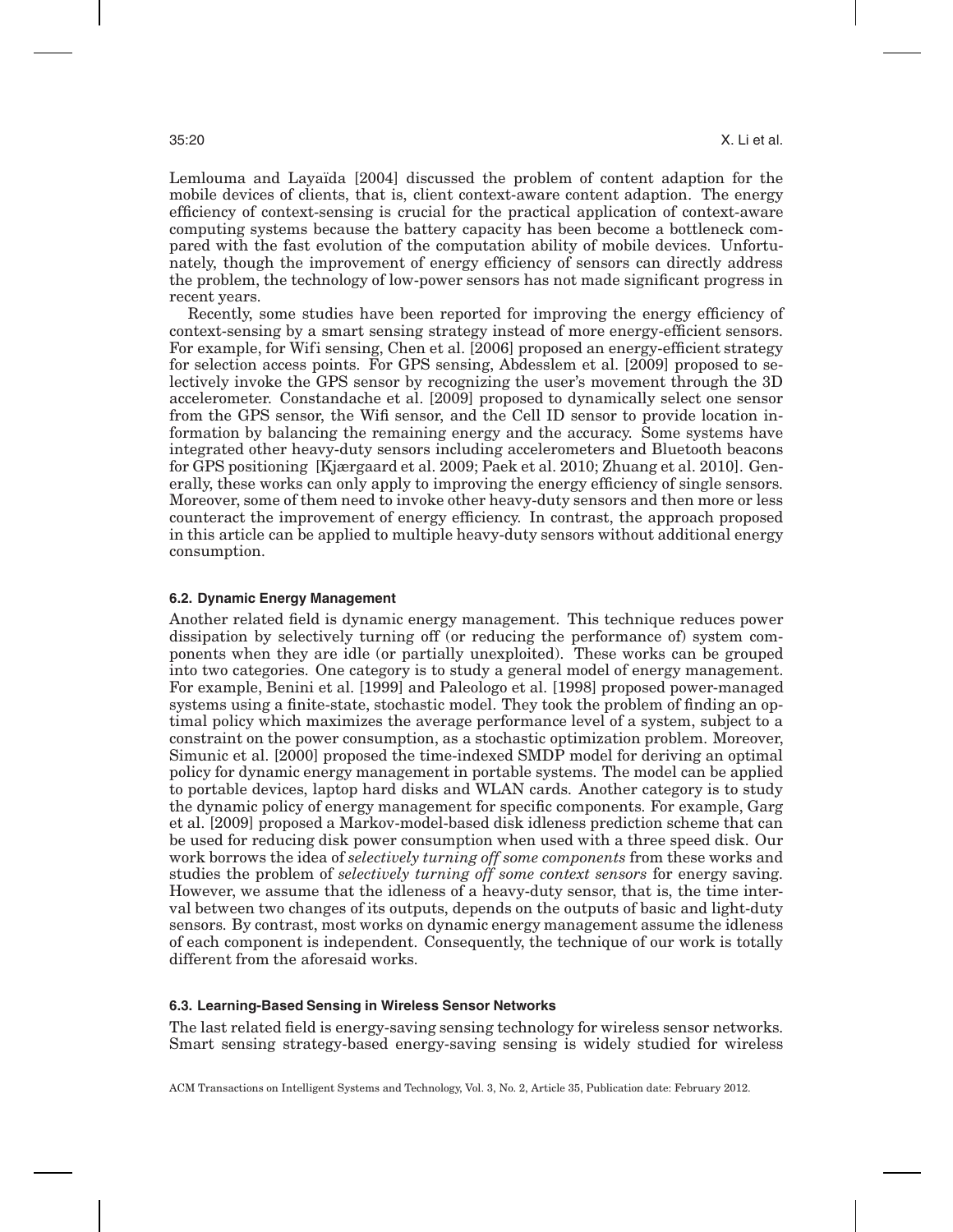Lemlouma and Layaïda [2004] discussed the problem of content adaption for the mobile devices of clients, that is, client context-aware content adaption. The energy efficiency of context-sensing is crucial for the practical application of context-aware computing systems because the battery capacity has been become a bottleneck compared with the fast evolution of the computation ability of mobile devices. Unfortunately, though the improvement of energy efficiency of sensors can directly address the problem, the technology of low-power sensors has not made significant progress in recent years.

Recently, some studies have been reported for improving the energy efficiency of context-sensing by a smart sensing strategy instead of more energy-efficient sensors. For example, for Wifi sensing, Chen et al. [2006] proposed an energy-efficient strategy for selection access points. For GPS sensing, Abdesslem et al. [2009] proposed to selectively invoke the GPS sensor by recognizing the user's movement through the 3D accelerometer. Constandache et al. [2009] proposed to dynamically select one sensor from the GPS sensor, the Wifi sensor, and the Cell ID sensor to provide location information by balancing the remaining energy and the accuracy. Some systems have integrated other heavy-duty sensors including accelerometers and Bluetooth beacons for GPS positioning [Kjærgaard et al. 2009; Paek et al. 2010; Zhuang et al. 2010]. Generally, these works can only apply to improving the energy efficiency of single sensors. Moreover, some of them need to invoke other heavy-duty sensors and then more or less counteract the improvement of energy efficiency. In contrast, the approach proposed in this article can be applied to multiple heavy-duty sensors without additional energy consumption.

### 6.2. Dynamic Energy Management

Another related field is dynamic energy management. This technique reduces power dissipation by selectively turning off (or reducing the performance of) system components when they are idle (or partially unexploited). These works can be grouped into two categories. One category is to study a general model of energy management. For example, Benini et al. [1999] and Paleologo et al. [1998] proposed power-managed systems using a finite-state, stochastic model. They took the problem of finding an optimal policy which maximizes the average performance level of a system, subject to a constraint on the power consumption, as a stochastic optimization problem. Moreover, Simunic et al. [2000] proposed the time-indexed SMDP model for deriving an optimal policy for dynamic energy management in portable systems. The model can be applied to portable devices, laptop hard disks and WLAN cards. Another category is to study the dynamic policy of energy management for specific components. For example, Garg et al. [2009] proposed a Markov-model-based disk idleness prediction scheme that can be used for reducing disk power consumption when used with a three speed disk. Our work borrows the idea of *selectively turning off some components* from these works and studies the problem of *selectively turning off some context sensors* for energy saving. However, we assume that the idleness of a heavy-duty sensor, that is, the time interval between two changes of its outputs, depends on the outputs of basic and light-duty sensors. By contrast, most works on dynamic energy management assume the idleness of each component is independent. Consequently, the technique of our work is totally different from the aforesaid works.

### 6.3. Learning-Based Sensing in Wireless Sensor Networks

The last related field is energy-saving sensing technology for wireless sensor networks. Smart sensing strategy-based energy-saving sensing is widely studied for wireless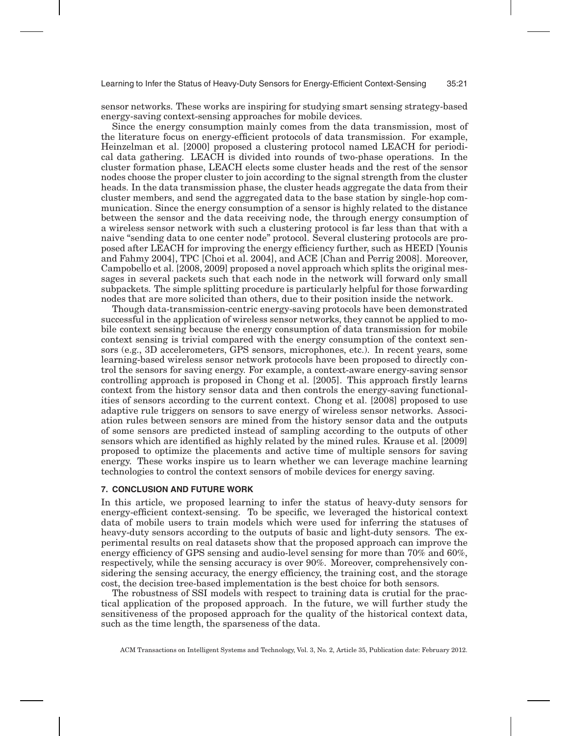sensor networks. These works are inspiring for studying smart sensing strategy-based energy-saving context-sensing approaches for mobile devices.

Since the energy consumption mainly comes from the data transmission, most of the literature focus on energy-efficient protocols of data transmission. For example, Heinzelman et al. [2000] proposed a clustering protocol named LEACH for periodical data gathering. LEACH is divided into rounds of two-phase operations. In the cluster formation phase, LEACH elects some cluster heads and the rest of the sensor nodes choose the proper cluster to join according to the signal strength from the cluster heads. In the data transmission phase, the cluster heads aggregate the data from their cluster members, and send the aggregated data to the base station by single-hop communication. Since the energy consumption of a sensor is highly related to the distance between the sensor and the data receiving node, the through energy consumption of a wireless sensor network with such a clustering protocol is far less than that with a naive "sending data to one center node" protocol. Several clustering protocols are proposed after LEACH for improving the energy efficiency further, such as HEED [Younis and Fahmy 2004], TPC [Choi et al. 2004], and ACE [Chan and Perrig 2008]. Moreover, Campobello et al. [2008, 2009] proposed a novel approach which splits the original messages in several packets such that each node in the network will forward only small subpackets. The simple splitting procedure is particularly helpful for those forwarding nodes that are more solicited than others, due to their position inside the network.

Though data-transmission-centric energy-saving protocols have been demonstrated successful in the application of wireless sensor networks, they cannot be applied to mobile context sensing because the energy consumption of data transmission for mobile context sensing is trivial compared with the energy consumption of the context sensors (e.g., 3D accelerometers, GPS sensors, microphones, etc.). In recent years, some learning-based wireless sensor network protocols have been proposed to directly control the sensors for saving energy. For example, a context-aware energy-saving sensor controlling approach is proposed in Chong et al. [2005]. This approach firstly learns context from the history sensor data and then controls the energy-saving functionalities of sensors according to the current context. Chong et al. [2008] proposed to use adaptive rule triggers on sensors to save energy of wireless sensor networks. Association rules between sensors are mined from the history sensor data and the outputs of some sensors are predicted instead of sampling according to the outputs of other sensors which are identified as highly related by the mined rules. Krause et al. [2009] proposed to optimize the placements and active time of multiple sensors for saving energy. These works inspire us to learn whether we can leverage machine learning technologies to control the context sensors of mobile devices for energy saving.

## 7. CONCLUSION AND FUTURE WORK

In this article, we proposed learning to infer the status of heavy-duty sensors for energy-efficient context-sensing. To be specific, we leveraged the historical context data of mobile users to train models which were used for inferring the statuses of heavy-duty sensors according to the outputs of basic and light-duty sensors. The experimental results on real datasets show that the proposed approach can improve the energy efficiency of GPS sensing and audio-level sensing for more than 70% and 60%, respectively, while the sensing accuracy is over 90%. Moreover, comprehensively considering the sensing accuracy, the energy efficiency, the training cost, and the storage cost, the decision tree-based implementation is the best choice for both sensors.

The robustness of SSI models with respect to training data is crutial for the practical application of the proposed approach. In the future, we will further study the sensitiveness of the proposed approach for the quality of the historical context data, such as the time length, the sparseness of the data.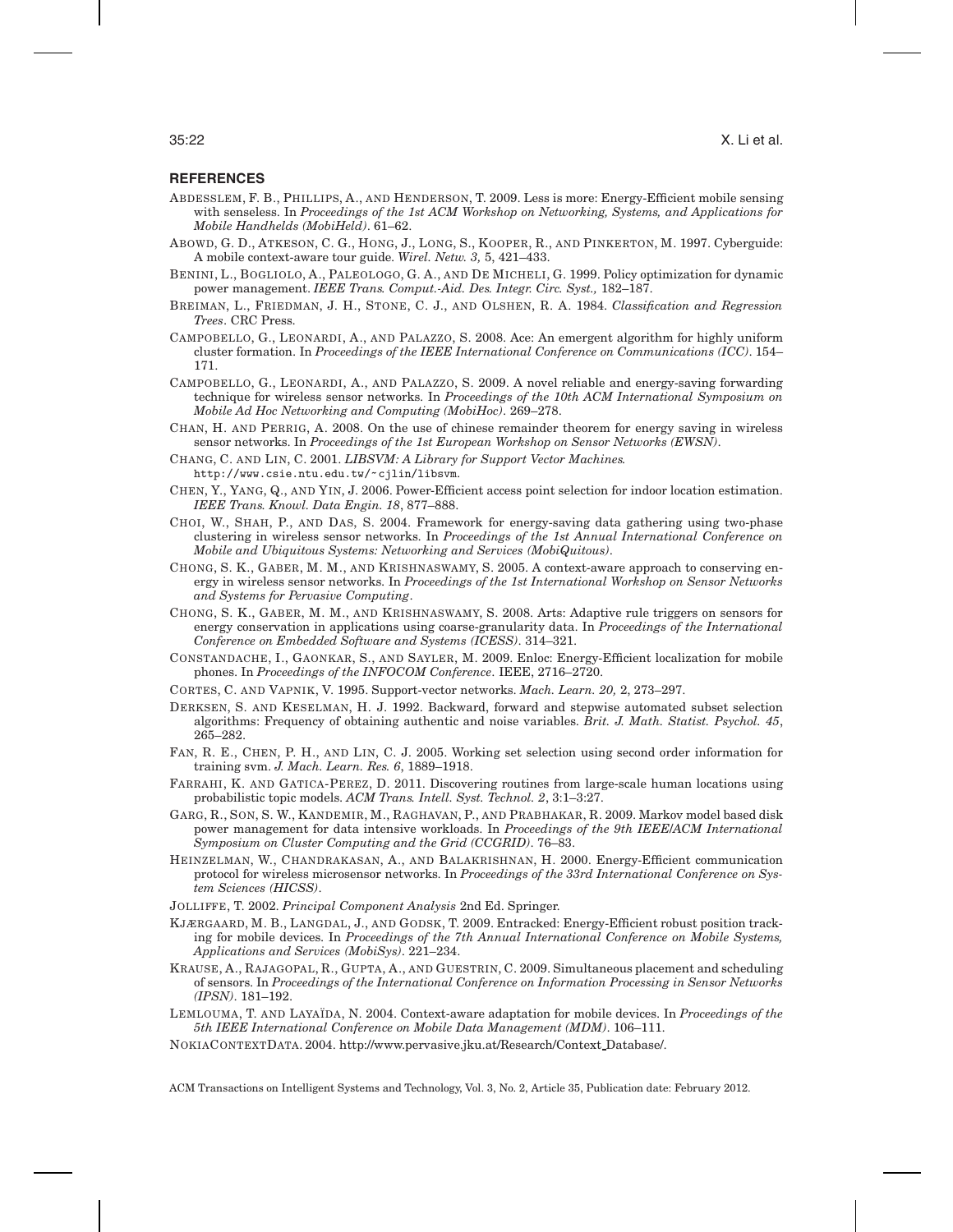## REFERENCES

ABDESSLEM, F. B., PHILLIPS, A., AND HENDERSON, T. 2009. Less is more: Energy-Efficient mobile sensing with senseless. In *Proceedings of the 1st ACM Workshop on Networking, Systems, and Applications for Mobile Handhelds (MobiHeld)*. 61–62.

ABOWD, G. D., ATKESON, C. G., HONG, J., LONG, S., KOOPER, R., AND PINKERTON, M. 1997. Cyberguide: A mobile context-aware tour guide. *Wirel. Netw. 3,* 5, 421–433.

BENINI, L., BOGLIOLO, A., PALEOLOGO, G. A., AND DE MICHELI, G. 1999. Policy optimization for dynamic power management. *IEEE Trans. Comput.-Aid. Des. Integr. Circ. Syst.,* 182–187.

BREIMAN, L., FRIEDMAN, J. H., STONE, C. J., AND OLSHEN, R. A. 1984. *Classification and Regression Trees*. CRC Press.

CAMPOBELLO, G., LEONARDI, A., AND PALAZZO, S. 2008. Ace: An emergent algorithm for highly uniform cluster formation. In *Proceedings of the IEEE International Conference on Communications (ICC)*. 154–171.

CAMPOBELLO, G., LEONARDI, A., AND PALAZZO, S. 2009. A novel reliable and energy-saving forwarding technique for wireless sensor networks. In *Proceedings of the 10th ACM International Symposium on Mobile Ad Hoc Networking and Computing (MobiHoc)*. 269–278.

CHAN, H. AND PERRIG, A. 2008. On the use of chinese remainder theorem for energy saving in wireless sensor networks. In *Proceedings of the 1st European Workshop on Sensor Networks (EWSN)*.

CHANG, C. AND LIN, C. 2001. *LIBSVM: A Library for Support Vector Machines.* http://www.csie.ntu.edu.tw/~cjlin/libsvm.

CHEN, Y., YANG, Q., AND YIN, J. 2006. Power-Efficient access point selection for indoor location estimation. *IEEE Trans. Knowl. Data Engin. 18*, 877–888.

CHOI, W., SHAH, P., AND DAS, S. 2004. Framework for energy-saving data gathering using two-phase clustering in wireless sensor networks. In *Proceedings of the 1st Annual International Conference on Mobile and Ubiquitous Systems: Networking and Services (MobiQuitous)*.

CHONG, S. K., GABER, M. M., AND KRISHNASWAMY, S. 2005. A context-aware approach to conserving energy in wireless sensor networks. In *Proceedings of the 1st International Workshop on Sensor Networks and Systems for Pervasive Computing*.

CHONG, S. K., GABER, M. M., AND KRISHNASWAMY, S. 2008. Arts: Adaptive rule triggers on sensors for energy conservation in applications using coarse-granularity data. In *Proceedings of the International Conference on Embedded Software and Systems (ICESS)*. 314–321.

CONSTANDACHE, I., GAONKAR, S., AND SAYLER, M. 2009. Enloc: Energy-Efficient localization for mobile phones. In *Proceedings of the INFOCOM Conference*. IEEE, 2716–2720.

CORTES, C. AND VAPNIK, V. 1995. Support-vector networks. *Mach. Learn. 20,* 2, 273–297.

DERKSEN, S. AND KESELMAN, H. J. 1992. Backward, forward and stepwise automated subset selection algorithms: Frequency of obtaining authentic and noise variables. *Brit. J. Math. Statist. Psychol. 45*, 265–282.

FAN, R. E., CHEN, P. H., AND LIN, C. J. 2005. Working set selection using second order information for training svm. *J. Mach. Learn. Res. 6*, 1889–1918.

FARRAHI, K. AND GATICA-PEREZ, D. 2011. Discovering routines from large-scale human locations using probabilistic topic models. *ACM Trans. Intell. Syst. Technol. 2*, 3:1–3:27.

GARG, R., SON, S. W., KANDEMIR, M., RAGHAVAN, P., AND PRABHAKAR, R. 2009. Markov model based disk power management for data intensive workloads. In *Proceedings of the 9th IEEE/ACM International Symposium on Cluster Computing and the Grid (CCGRID)*. 76–83.

HEINZELMAN, W., CHANDRAKASAN, A., AND BALAKRISHNAN, H. 2000. Energy-Efficient communication protocol for wireless microsensor networks. In *Proceedings of the 33rd International Conference on System Sciences (HICSS)*.

JOLLIFFE, T. 2002. *Principal Component Analysis* 2nd Ed. Springer.

KJÆRGAARD, M. B., LANGDAL, J., AND GODSK, T. 2009. Entracked: Energy-Efficient robust position tracking for mobile devices. In *Proceedings of the 7th Annual International Conference on Mobile Systems, Applications and Services (MobiSys)*. 221–234.

KRAUSE, A., RAJAGOPAL, R., GUPTA, A., AND GUESTRIN, C. 2009. Simultaneous placement and scheduling of sensors. In *Proceedings of the International Conference on Information Processing in Sensor Networks (IPSN)*. 181–192.

LEMLOUMA, T. AND LAYAÏDA, N. 2004. Context-aware adaptation for mobile devices. In *Proceedings of the 5th IEEE International Conference on Mobile Data Management (MDM)*. 106–111.

NOKIACONTEXTDATA. 2004. http://www.pervasive.jku.at/Research/Context_Database/.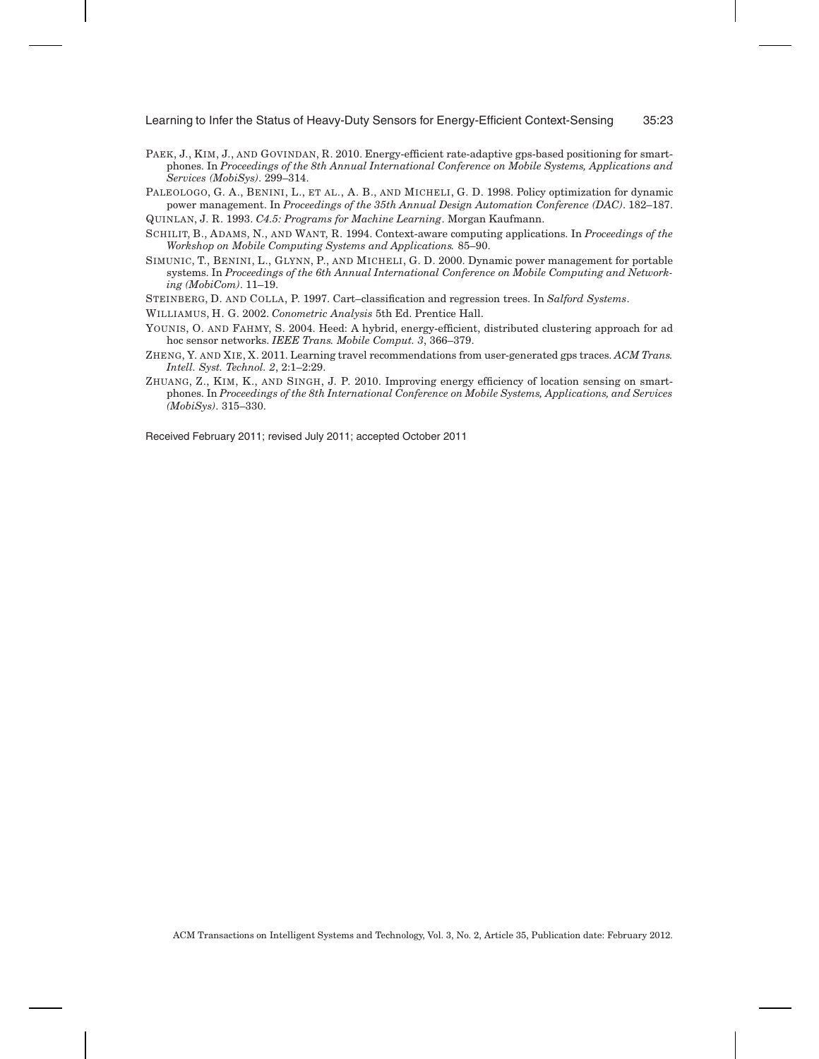PAEK, J., KIM, J., AND GOVINDAN, R. 2010. Energy-efficient rate-adaptive gps-based positioning for smartphones. In *Proceedings of the 8th Annual International Conference on Mobile Systems, Applications and Services (MobiSys)*. 299–314.

PALEOLOGO, G. A., BENINI, L., ET AL., A. B., AND MICHELI, G. D. 1998. Policy optimization for dynamic power management. In *Proceedings of the 35th Annual Design Automation Conference (DAC)*. 182–187.

QUINLAN, J. R. 1993. *C4.5: Programs for Machine Learning*. Morgan Kaufmann.

SCHILIT, B., ADAMS, N., AND WANT, R. 1994. Context-aware computing applications. In *Proceedings of the Workshop on Mobile Computing Systems and Applications.* 85–90.

SIMUNIC, T., BENINI, L., GLYNN, P., AND MICHELI, G. D. 2000. Dynamic power management for portable systems. In *Proceedings of the 6th Annual International Conference on Mobile Computing and Networking (MobiCom)*. 11–19.

STEINBERG, D. AND COLLA, P. 1997. Cart–classification and regression trees. In *Salford Systems*.

WILLIAMUS, H. G. 2002. *Conometric Analysis* 5th Ed. Prentice Hall.

YOUNIS, O. AND FAHMY, S. 2004. Heed: A hybrid, energy-efficient, distributed clustering approach for ad hoc sensor networks. *IEEE Trans. Mobile Comput. 3*, 366–379.

ZHENG, Y. AND XIE, X. 2011. Learning travel recommendations from user-generated gps traces. *ACM Trans. Intell. Syst. Technol. 2*, 2:1–2:29.

ZHUANG, Z., KIM, K., AND SINGH, J. P. 2010. Improving energy efficiency of location sensing on smartphones. In *Proceedings of the 8th International Conference on Mobile Systems, Applications, and Services (MobiSys)*. 315–330.

Received February 2011; revised July 2011; accepted October 2011